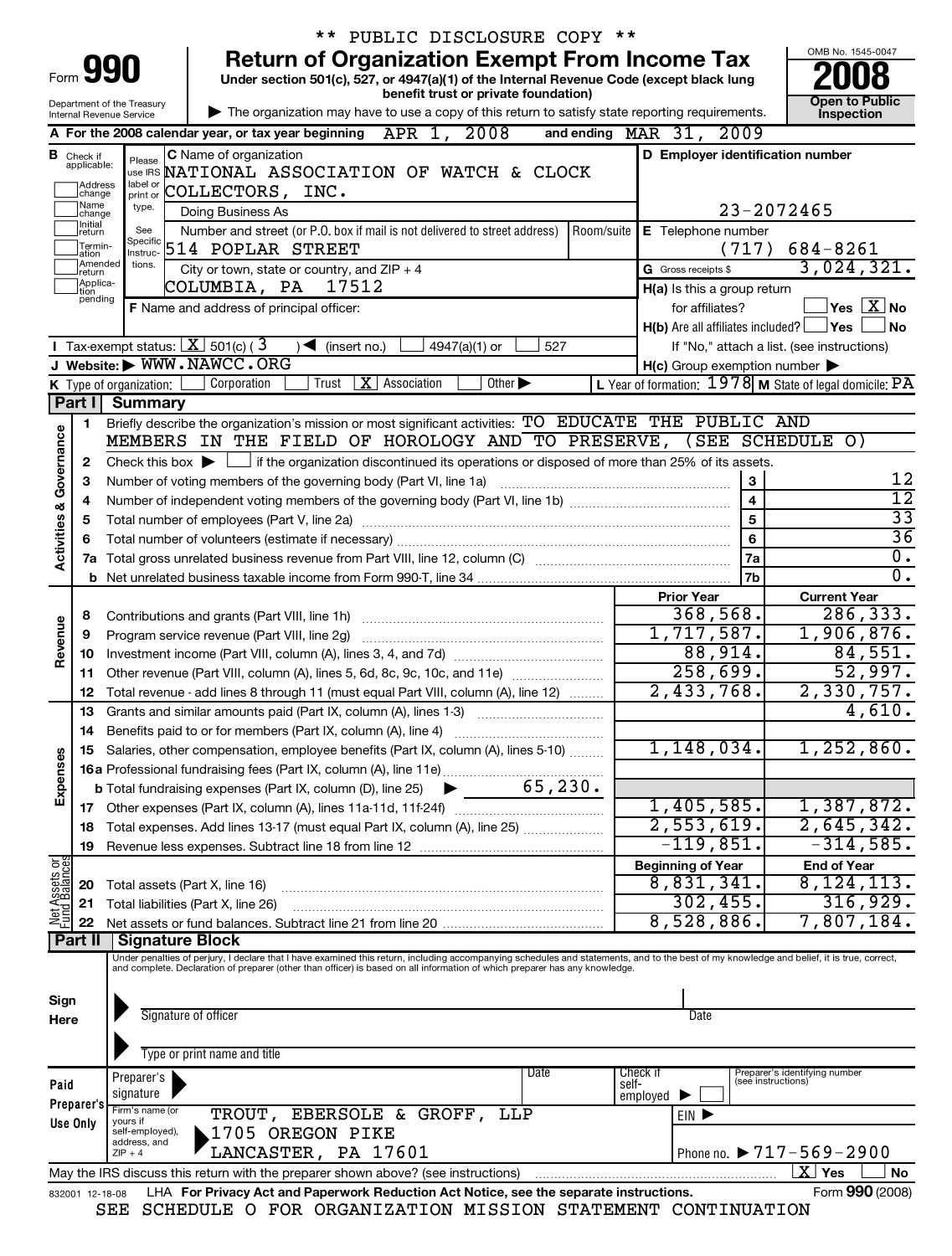** PUBLIC DISCLOSURE COPY **

# Form 990 — Return of Organization Exempt From Income Tax

Under section 501(c), 527, or 4947(a)(1) of the Internal Revenue Code (except black lung benefit trust or private foundation)

▶ The organization may have to use a copy of this return to satisfy state reporting requirements.

Department of the Treasury
Internal Revenue Service

OMB No. 1545-0047 | **2008** | Open to Public Inspection

**A** For the 2008 calendar year, or tax year beginning APR 1, 2008 and ending MAR 31, 2009

**B** Check if applicable: Address change / Name change / Initial return / Termination / Amended return / Application pending

**C** Name of organization: NATIONAL ASSOCIATION OF WATCH & CLOCK COLLECTORS, INC.

Doing Business As

Number and street (or P.O. box if mail is not delivered to street address): 514 POPLAR STREET | Room/suite

City or town, state or country, and ZIP + 4: COLUMBIA, PA 17512

**D** Employer identification number: 23-2072465

**E** Telephone number: (717) 684-8261

**G** Gross receipts $ 3,024,321.

**F** Name and address of principal officer:

**H(a)** Is this a group return for affiliates? ☐ Yes ☒ No

**H(b)** Are all affiliates included? ☐ Yes ☐ No — If "No," attach a list. (see instructions)

**H(c)** Group exemption number ▶

**I** Tax-exempt status: ☒ 501(c) ( 3 ) ◀ (insert no.) ☐ 4947(a)(1) or ☐ 527

**J** Website: ▶ WWW.NAWCC.ORG

**K** Type of organization: ☐ Corporation ☐ Trust ☒ Association ☐ Other ▶

**L** Year of formation: 1978 **M** State of legal domicile: PA

## Part I Summary

**Activities & Governance**

1. Briefly describe the organization's mission or most significant activities: TO EDUCATE THE PUBLIC AND MEMBERS IN THE FIELD OF HOROLOGY AND TO PRESERVE, (SEE SCHEDULE O)
2. Check this box ▶ ☐ if the organization discontinued its operations or disposed of more than 25% of its assets.

| | | | |
|---|---|---|---|
| 3 | Number of voting members of the governing body (Part VI, line 1a) | 3 | 12 |
| 4 | Number of independent voting members of the governing body (Part VI, line 1b) | 4 | 12 |
| 5 | Total number of employees (Part V, line 2a) | 5 | 33 |
| 6 | Total number of volunteers (estimate if necessary) | 6 | 36 |
| 7a | Total gross unrelated business revenue from Part VIII, line 12, column (C) | 7a | 0. |
| b | Net unrelated business taxable income from Form 990-T, line 34 | 7b | 0. |

| | | Prior Year | Current Year |
|---|---|---|---|
| **Revenue** | | | |
| 8 | Contributions and grants (Part VIII, line 1h) | 368,568. | 286,333. |
| 9 | Program service revenue (Part VIII, line 2g) | 1,717,587. | 1,906,876. |
| 10 | Investment income (Part VIII, column (A), lines 3, 4, and 7d) | 88,914. | 84,551. |
| 11 | Other revenue (Part VIII, column (A), lines 5, 6d, 8c, 9c, 10c, and 11e) | 258,699. | 52,997. |
| 12 | Total revenue - add lines 8 through 11 (must equal Part VIII, column (A), line 12) | 2,433,768. | 2,330,757. |
| **Expenses** | | | |
| 13 | Grants and similar amounts paid (Part IX, column (A), lines 1-3) | | 4,610. |
| 14 | Benefits paid to or for members (Part IX, column (A), line 4) | | |
| 15 | Salaries, other compensation, employee benefits (Part IX, column (A), lines 5-10) | 1,148,034. | 1,252,860. |
| 16a | Professional fundraising fees (Part IX, column (A), line 11e) | | |
| b | Total fundraising expenses (Part IX, column (D), line 25) ▶ 65,230. | | |
| 17 | Other expenses (Part IX, column (A), lines 11a-11d, 11f-24f) | 1,405,585. | 1,387,872. |
| 18 | Total expenses. Add lines 13-17 (must equal Part IX, column (A), line 25) | 2,553,619. | 2,645,342. |
| 19 | Revenue less expenses. Subtract line 18 from line 12 | -119,851. | -314,585. |
| **Net Assets or Fund Balances** | | **Beginning of Year** | **End of Year** |
| 20 | Total assets (Part X, line 16) | 8,831,341. | 8,124,113. |
| 21 | Total liabilities (Part X, line 26) | 302,455. | 316,929. |
| 22 | Net assets or fund balances. Subtract line 21 from line 20 | 8,528,886. | 7,807,184. |

## Part II Signature Block

Under penalties of perjury, I declare that I have examined this return, including accompanying schedules and statements, and to the best of my knowledge and belief, it is true, correct, and complete. Declaration of preparer (other than officer) is based on all information of which preparer has any knowledge.

**Sign Here**

▶ Signature of officer — Date

▶ Type or print name and title

**Paid Preparer's Use Only**

Preparer's signature ▶ | Date | Check if self-employed ▶ ☐ | Preparer's identifying number (see instructions)

Firm's name (or yours if self-employed), address, and ZIP + 4: TROUT, EBERSOLE & GROFF, LLP, 1705 OREGON PIKE, LANCASTER, PA 17601

EIN ▶

Phone no. ▶ 717-569-2900

May the IRS discuss this return with the preparer shown above? (see instructions) ☒ Yes ☐ No

832001 12-18-08 LHA For Privacy Act and Paperwork Reduction Act Notice, see the separate instructions. Form **990** (2008)

SEE SCHEDULE O FOR ORGANIZATION MISSION STATEMENT CONTINUATION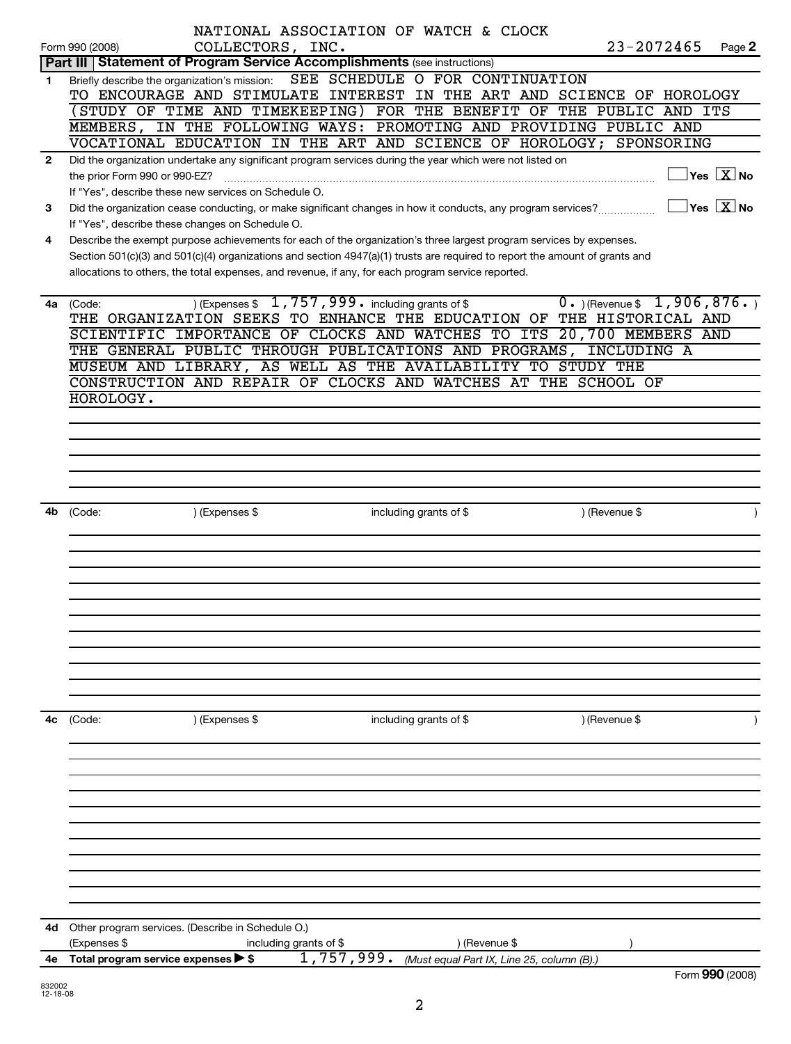NATIONAL ASSOCIATION OF WATCH & CLOCK COLLECTORS, INC. 23-2072465

Form 990 (2008)

## Part III Statement of Program Service Accomplishments (see instructions)

**1** Briefly describe the organization's mission: SEE SCHEDULE O FOR CONTINUATION
TO ENCOURAGE AND STIMULATE INTEREST IN THE ART AND SCIENCE OF HOROLOGY (STUDY OF TIME AND TIMEKEEPING) FOR THE BENEFIT OF THE PUBLIC AND ITS MEMBERS, IN THE FOLLOWING WAYS: PROMOTING AND PROVIDING PUBLIC AND VOCATIONAL EDUCATION IN THE ART AND SCIENCE OF HOROLOGY; SPONSORING

**2** Did the organization undertake any significant program services during the year which were not listed on the prior Form 990 or 990-EZ? ☐ Yes ☒ No
If "Yes", describe these new services on Schedule O.

**3** Did the organization cease conducting, or make significant changes in how it conducts, any program services? ☐ Yes ☒ No
If "Yes", describe these changes on Schedule O.

**4** Describe the exempt purpose achievements for each of the organization's three largest program services by expenses. Section 501(c)(3) and 501(c)(4) organizations and section 4947(a)(1) trusts are required to report the amount of grants and allocations to others, the total expenses, and revenue, if any, for each program service reported.

**4a** (Code: ) (Expenses $ 1,757,999. including grants of $ 0. ) (Revenue $ 1,906,876. )
THE ORGANIZATION SEEKS TO ENHANCE THE EDUCATION OF THE HISTORICAL AND SCIENTIFIC IMPORTANCE OF CLOCKS AND WATCHES TO ITS 20,700 MEMBERS AND THE GENERAL PUBLIC THROUGH PUBLICATIONS AND PROGRAMS, INCLUDING A MUSEUM AND LIBRARY, AS WELL AS THE AVAILABILITY TO STUDY THE CONSTRUCTION AND REPAIR OF CLOCKS AND WATCHES AT THE SCHOOL OF HOROLOGY.

**4b** (Code: ) (Expenses $ including grants of $ ) (Revenue $ )

**4c** (Code: ) (Expenses $ including grants of $ ) (Revenue $ )

**4d** Other program services. (Describe in Schedule O.)
(Expenses $ including grants of $ ) (Revenue $ )

**4e** Total program service expenses ▶ $ 1,757,999. *(Must equal Part IX, Line 25, column (B).)*

Form **990** (2008)

832002
12-18-08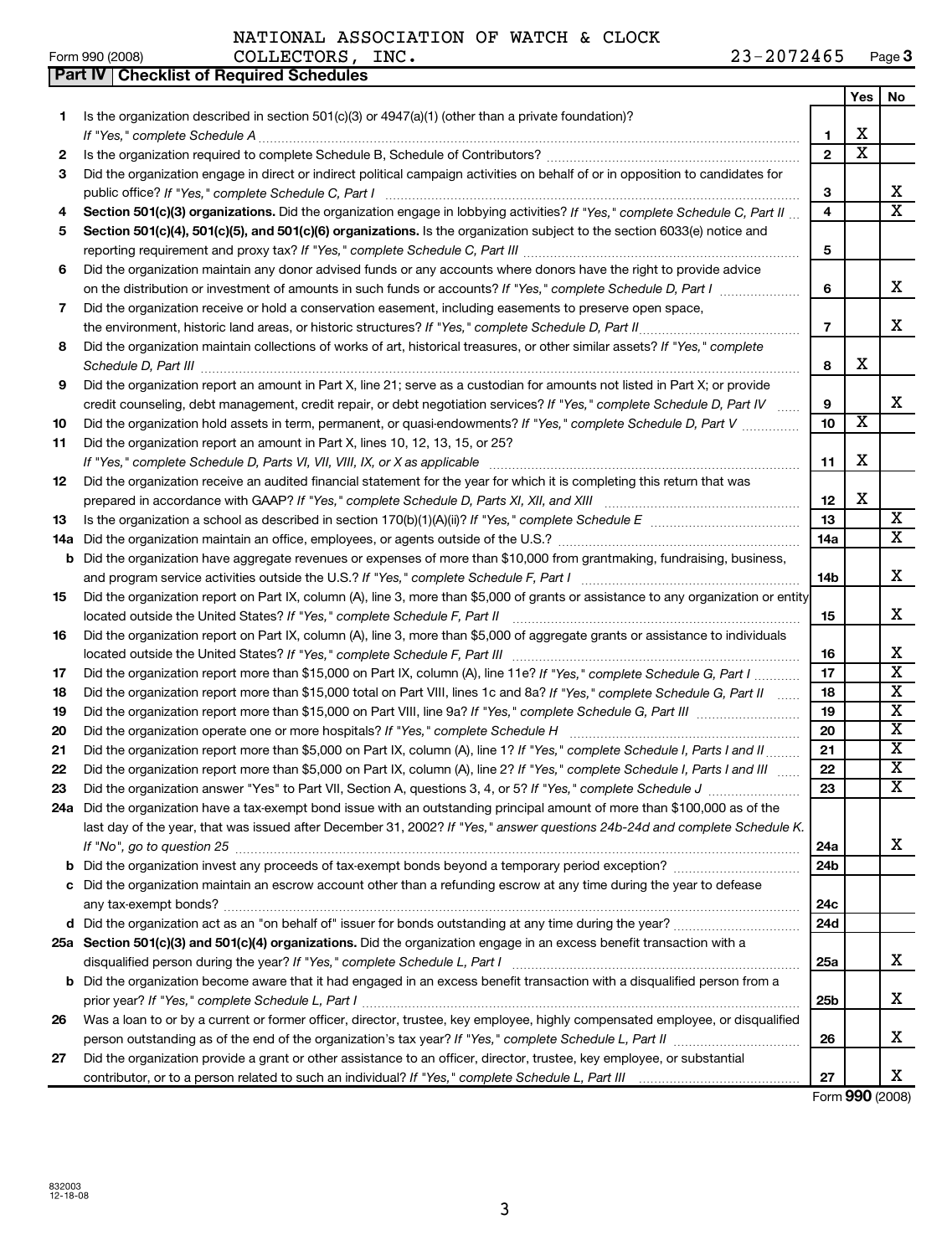NATIONAL ASSOCIATION OF WATCH & CLOCK COLLECTORS, INC. 23-2072465

Form 990 (2008)

## Part IV Checklist of Required Schedules

| | | | Yes | No |
|---|---|---|---|---|
| 1 | Is the organization described in section 501(c)(3) or 4947(a)(1) (other than a private foundation)? *If "Yes," complete Schedule A* | 1 | X | |
| 2 | Is the organization required to complete Schedule B, Schedule of Contributors? | 2 | X | |
| 3 | Did the organization engage in direct or indirect political campaign activities on behalf of or in opposition to candidates for public office? *If "Yes," complete Schedule C, Part I* | 3 | | X |
| 4 | **Section 501(c)(3) organizations.** Did the organization engage in lobbying activities? *If "Yes," complete Schedule C, Part II* | 4 | | X |
| 5 | **Section 501(c)(4), 501(c)(5), and 501(c)(6) organizations.** Is the organization subject to the section 6033(e) notice and reporting requirement and proxy tax? *If "Yes," complete Schedule C, Part III* | 5 | | |
| 6 | Did the organization maintain any donor advised funds or any accounts where donors have the right to provide advice on the distribution or investment of amounts in such funds or accounts? *If "Yes," complete Schedule D, Part I* | 6 | | X |
| 7 | Did the organization receive or hold a conservation easement, including easements to preserve open space, the environment, historic land areas, or historic structures? *If "Yes," complete Schedule D, Part II* | 7 | | X |
| 8 | Did the organization maintain collections of works of art, historical treasures, or other similar assets? *If "Yes," complete Schedule D, Part III* | 8 | X | |
| 9 | Did the organization report an amount in Part X, line 21; serve as a custodian for amounts not listed in Part X; or provide credit counseling, debt management, credit repair, or debt negotiation services? *If "Yes," complete Schedule D, Part IV* | 9 | | X |
| 10 | Did the organization hold assets in term, permanent, or quasi-endowments? *If "Yes," complete Schedule D, Part V* | 10 | X | |
| 11 | Did the organization report an amount in Part X, lines 10, 12, 13, 15, or 25? *If "Yes," complete Schedule D, Parts VI, VII, VIII, IX, or X as applicable* | 11 | X | |
| 12 | Did the organization receive an audited financial statement for the year for which it is completing this return that was prepared in accordance with GAAP? *If "Yes," complete Schedule D, Parts XI, XII, and XIII* | 12 | X | |
| 13 | Is the organization a school as described in section 170(b)(1)(A)(ii)? *If "Yes," complete Schedule E* | 13 | | X |
| 14a | Did the organization maintain an office, employees, or agents outside of the U.S.? | 14a | | X |
| b | Did the organization have aggregate revenues or expenses of more than $10,000 from grantmaking, fundraising, business, and program service activities outside the U.S.? *If "Yes," complete Schedule F, Part I* | 14b | | X |
| 15 | Did the organization report on Part IX, column (A), line 3, more than $5,000 of grants or assistance to any organization or entity located outside the United States? *If "Yes," complete Schedule F, Part II* | 15 | | X |
| 16 | Did the organization report on Part IX, column (A), line 3, more than $5,000 of aggregate grants or assistance to individuals located outside the United States? *If "Yes," complete Schedule F, Part III* | 16 | | X |
| 17 | Did the organization report more than $15,000 on Part IX, column (A), line 11e? *If "Yes," complete Schedule G, Part I* | 17 | | X |
| 18 | Did the organization report more than $15,000 total on Part VIII, lines 1c and 8a? *If "Yes," complete Schedule G, Part II* | 18 | | X |
| 19 | Did the organization report more than $15,000 on Part VIII, line 9a? *If "Yes," complete Schedule G, Part III* | 19 | | X |
| 20 | Did the organization operate one or more hospitals? *If "Yes," complete Schedule H* | 20 | | X |
| 21 | Did the organization report more than $5,000 on Part IX, column (A), line 1? *If "Yes," complete Schedule I, Parts I and II* | 21 | | X |
| 22 | Did the organization report more than $5,000 on Part IX, column (A), line 2? *If "Yes," complete Schedule I, Parts I and III* | 22 | | X |
| 23 | Did the organization answer "Yes" to Part VII, Section A, questions 3, 4, or 5? *If "Yes," complete Schedule J* | 23 | | X |
| 24a | Did the organization have a tax-exempt bond issue with an outstanding principal amount of more than $100,000 as of the last day of the year, that was issued after December 31, 2002? *If "Yes," answer questions 24b-24d and complete Schedule K. If "No", go to question 25* | 24a | | X |
| b | Did the organization invest any proceeds of tax-exempt bonds beyond a temporary period exception? | 24b | | |
| c | Did the organization maintain an escrow account other than a refunding escrow at any time during the year to defease any tax-exempt bonds? | 24c | | |
| d | Did the organization act as an "on behalf of" issuer for bonds outstanding at any time during the year? | 24d | | |
| 25a | **Section 501(c)(3) and 501(c)(4) organizations.** Did the organization engage in an excess benefit transaction with a disqualified person during the year? *If "Yes," complete Schedule L, Part I* | 25a | | X |
| b | Did the organization become aware that it had engaged in an excess benefit transaction with a disqualified person from a prior year? *If "Yes," complete Schedule L, Part I* | 25b | | X |
| 26 | Was a loan to or by a current or former officer, director, trustee, key employee, highly compensated employee, or disqualified person outstanding as of the end of the organization's tax year? *If "Yes," complete Schedule L, Part II* | 26 | | X |
| 27 | Did the organization provide a grant or other assistance to an officer, director, trustee, key employee, or substantial contributor, or to a person related to such an individual? *If "Yes," complete Schedule L, Part III* | 27 | | X |

Form **990** (2008)

832003 12-18-08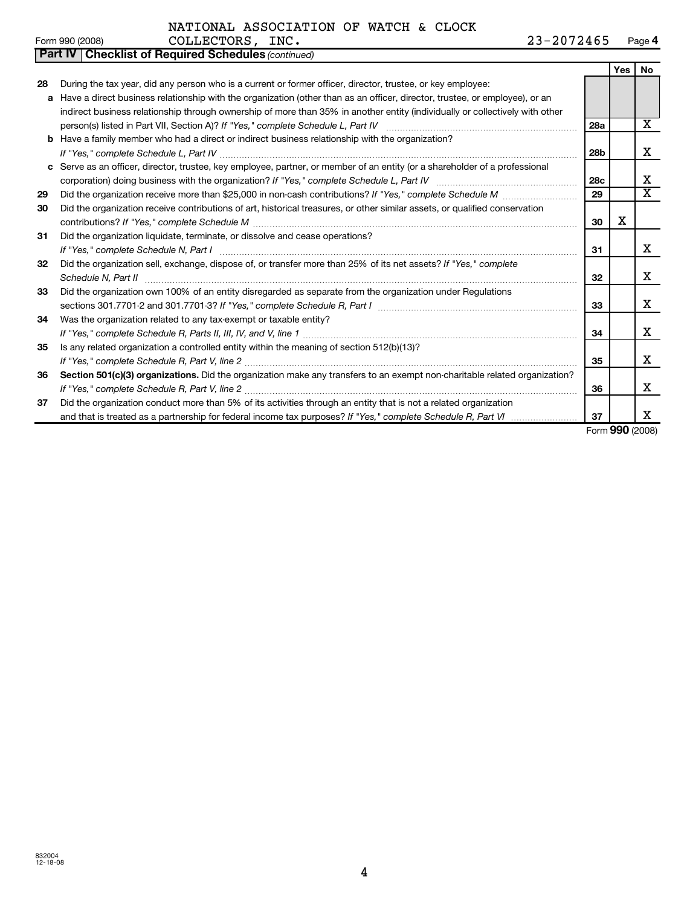NATIONAL ASSOCIATION OF WATCH & CLOCK COLLECTORS, INC. 23-2072465

**Part IV Checklist of Required Schedules** *(continued)*

| | | | Yes | No |
|---|---|---|---|---|
| **28** | During the tax year, did any person who is a current or former officer, director, trustee, or key employee: | | | |
| **a** | Have a direct business relationship with the organization (other than as an officer, director, trustee, or employee), or an indirect business relationship through ownership of more than 35% in another entity (individually or collectively with other person(s) listed in Part VII, Section A)? *If "Yes," complete Schedule L, Part IV* | **28a** | | X |
| **b** | Have a family member who had a direct or indirect business relationship with the organization? *If "Yes," complete Schedule L, Part IV* | **28b** | | X |
| **c** | Serve as an officer, director, trustee, key employee, partner, or member of an entity (or a shareholder of a professional corporation) doing business with the organization? *If "Yes," complete Schedule L, Part IV* | **28c** | | X |
| **29** | Did the organization receive more than $25,000 in non-cash contributions? *If "Yes," complete Schedule M* | **29** | | X |
| **30** | Did the organization receive contributions of art, historical treasures, or other similar assets, or qualified conservation contributions? *If "Yes," complete Schedule M* | **30** | X | |
| **31** | Did the organization liquidate, terminate, or dissolve and cease operations? *If "Yes," complete Schedule N, Part I* | **31** | | X |
| **32** | Did the organization sell, exchange, dispose of, or transfer more than 25% of its net assets? *If "Yes," complete Schedule N, Part II* | **32** | | X |
| **33** | Did the organization own 100% of an entity disregarded as separate from the organization under Regulations sections 301.7701-2 and 301.7701-3? *If "Yes," complete Schedule R, Part I* | **33** | | X |
| **34** | Was the organization related to any tax-exempt or taxable entity? *If "Yes," complete Schedule R, Parts II, III, IV, and V, line 1* | **34** | | X |
| **35** | Is any related organization a controlled entity within the meaning of section 512(b)(13)? *If "Yes," complete Schedule R, Part V, line 2* | **35** | | X |
| **36** | **Section 501(c)(3) organizations.** Did the organization make any transfers to an exempt non-charitable related organization? *If "Yes," complete Schedule R, Part V, line 2* | **36** | | X |
| **37** | Did the organization conduct more than 5% of its activities through an entity that is not a related organization and that is treated as a partnership for federal income tax purposes? *If "Yes," complete Schedule R, Part VI* | **37** | | X |

Form **990** (2008)

832004 12-18-08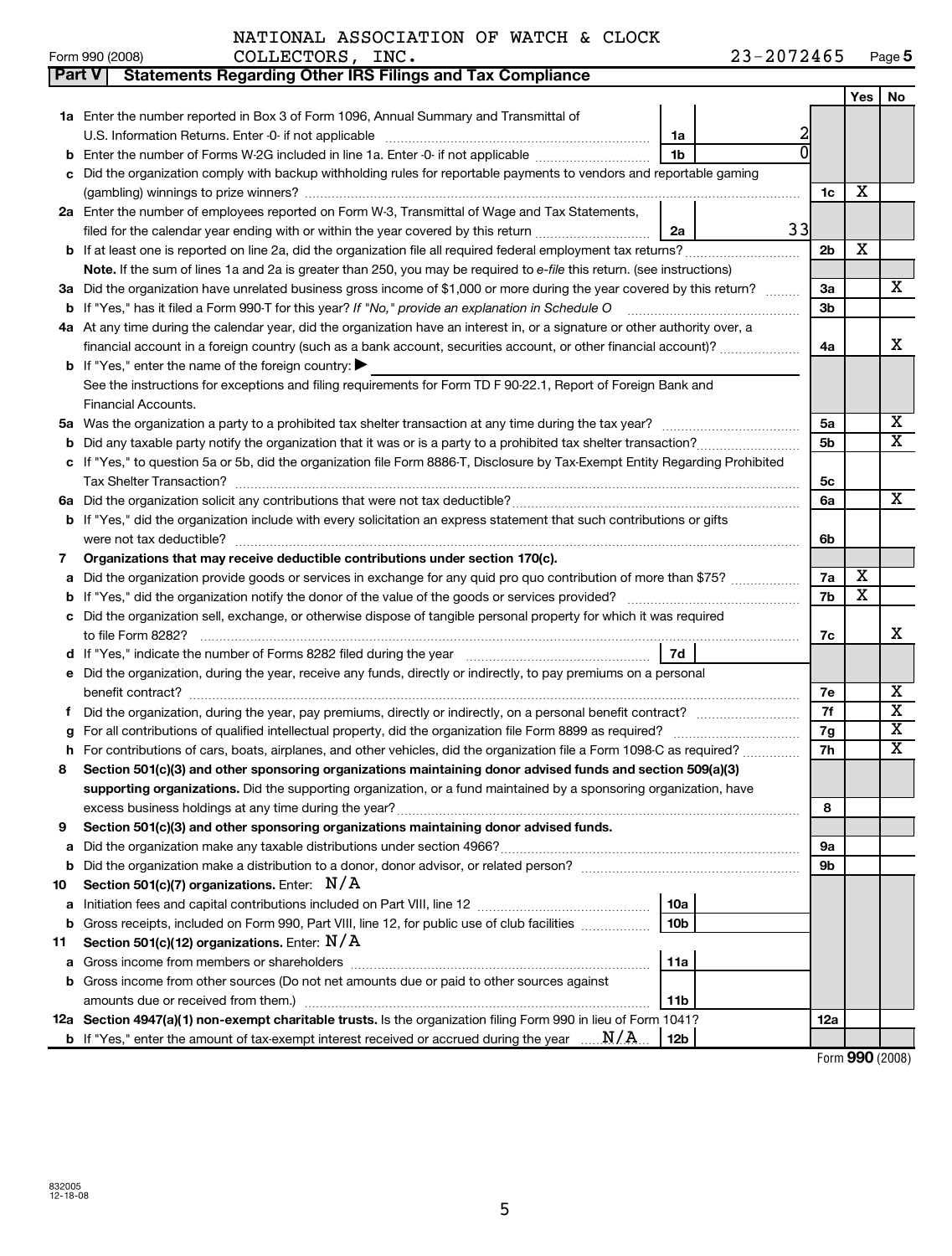NATIONAL ASSOCIATION OF WATCH & CLOCK COLLECTORS, INC. 23-2072465

Form 990 (2008)

## Part V Statements Regarding Other IRS Filings and Tax Compliance

| | | | | | Yes | No |
|---|---|---|---|---|---|---|
| **1a** | Enter the number reported in Box 3 of Form 1096, Annual Summary and Transmittal of U.S. Information Returns. Enter -0- if not applicable | 1a | 2 | | | |
| **b** | Enter the number of Forms W-2G included in line 1a. Enter -0- if not applicable | 1b | 0 | | | |
| **c** | Did the organization comply with backup withholding rules for reportable payments to vendors and reportable gaming (gambling) winnings to prize winners? | | | 1c | X | |
| **2a** | Enter the number of employees reported on Form W-3, Transmittal of Wage and Tax Statements, filed for the calendar year ending with or within the year covered by this return | 2a | 33 | | | |
| **b** | If at least one is reported on line 2a, did the organization file all required federal employment tax returns? | | | 2b | X | |
| | **Note.** If the sum of lines 1a and 2a is greater than 250, you may be required to *e-file* this return. (see instructions) | | | | | |
| **3a** | Did the organization have unrelated business gross income of $1,000 or more during the year covered by this return? | | | 3a | | X |
| **b** | If "Yes," has it filed a Form 990-T for this year? *If "No," provide an explanation in Schedule O* | | | 3b | | |
| **4a** | At any time during the calendar year, did the organization have an interest in, or a signature or other authority over, a financial account in a foreign country (such as a bank account, securities account, or other financial account)? | | | 4a | | X |
| **b** | If "Yes," enter the name of the foreign country: ▶ See the instructions for exceptions and filing requirements for Form TD F 90-22.1, Report of Foreign Bank and Financial Accounts. | | | | | |
| **5a** | Was the organization a party to a prohibited tax shelter transaction at any time during the tax year? | | | 5a | | X |
| **b** | Did any taxable party notify the organization that it was or is a party to a prohibited tax shelter transaction? | | | 5b | | X |
| **c** | If "Yes," to question 5a or 5b, did the organization file Form 8886-T, Disclosure by Tax-Exempt Entity Regarding Prohibited Tax Shelter Transaction? | | | 5c | | |
| **6a** | Did the organization solicit any contributions that were not tax deductible? | | | 6a | | X |
| **b** | If "Yes," did the organization include with every solicitation an express statement that such contributions or gifts were not tax deductible? | | | 6b | | |
| **7** | **Organizations that may receive deductible contributions under section 170(c).** | | | | | |
| **a** | Did the organization provide goods or services in exchange for any quid pro quo contribution of more than $75? | | | 7a | X | |
| **b** | If "Yes," did the organization notify the donor of the value of the goods or services provided? | | | 7b | X | |
| **c** | Did the organization sell, exchange, or otherwise dispose of tangible personal property for which it was required to file Form 8282? | | | 7c | | X |
| **d** | If "Yes," indicate the number of Forms 8282 filed during the year | 7d | | | | |
| **e** | Did the organization, during the year, receive any funds, directly or indirectly, to pay premiums on a personal benefit contract? | | | 7e | | X |
| **f** | Did the organization, during the year, pay premiums, directly or indirectly, on a personal benefit contract? | | | 7f | | X |
| **g** | For all contributions of qualified intellectual property, did the organization file Form 8899 as required? | | | 7g | | X |
| **h** | For contributions of cars, boats, airplanes, and other vehicles, did the organization file a Form 1098-C as required? | | | 7h | | X |
| **8** | **Section 501(c)(3) and other sponsoring organizations maintaining donor advised funds and section 509(a)(3) supporting organizations.** Did the supporting organization, or a fund maintained by a sponsoring organization, have excess business holdings at any time during the year? | | | 8 | | |
| **9** | **Section 501(c)(3) and other sponsoring organizations maintaining donor advised funds.** | | | | | |
| **a** | Did the organization make any taxable distributions under section 4966? | | | 9a | | |
| **b** | Did the organization make a distribution to a donor, donor advisor, or related person? | | | 9b | | |
| **10** | **Section 501(c)(7) organizations.** Enter: N/A | | | | | |
| **a** | Initiation fees and capital contributions included on Part VIII, line 12 | 10a | | | | |
| **b** | Gross receipts, included on Form 990, Part VIII, line 12, for public use of club facilities | 10b | | | | |
| **11** | **Section 501(c)(12) organizations.** Enter: N/A | | | | | |
| **a** | Gross income from members or shareholders | 11a | | | | |
| **b** | Gross income from other sources (Do not net amounts due or paid to other sources against amounts due or received from them.) | 11b | | | | |
| **12a** | **Section 4947(a)(1) non-exempt charitable trusts.** Is the organization filing Form 990 in lieu of Form 1041? | | | 12a | | |
| **b** | If "Yes," enter the amount of tax-exempt interest received or accrued during the year N/A | 12b | | | | |

Form **990** (2008)

832005 12-18-08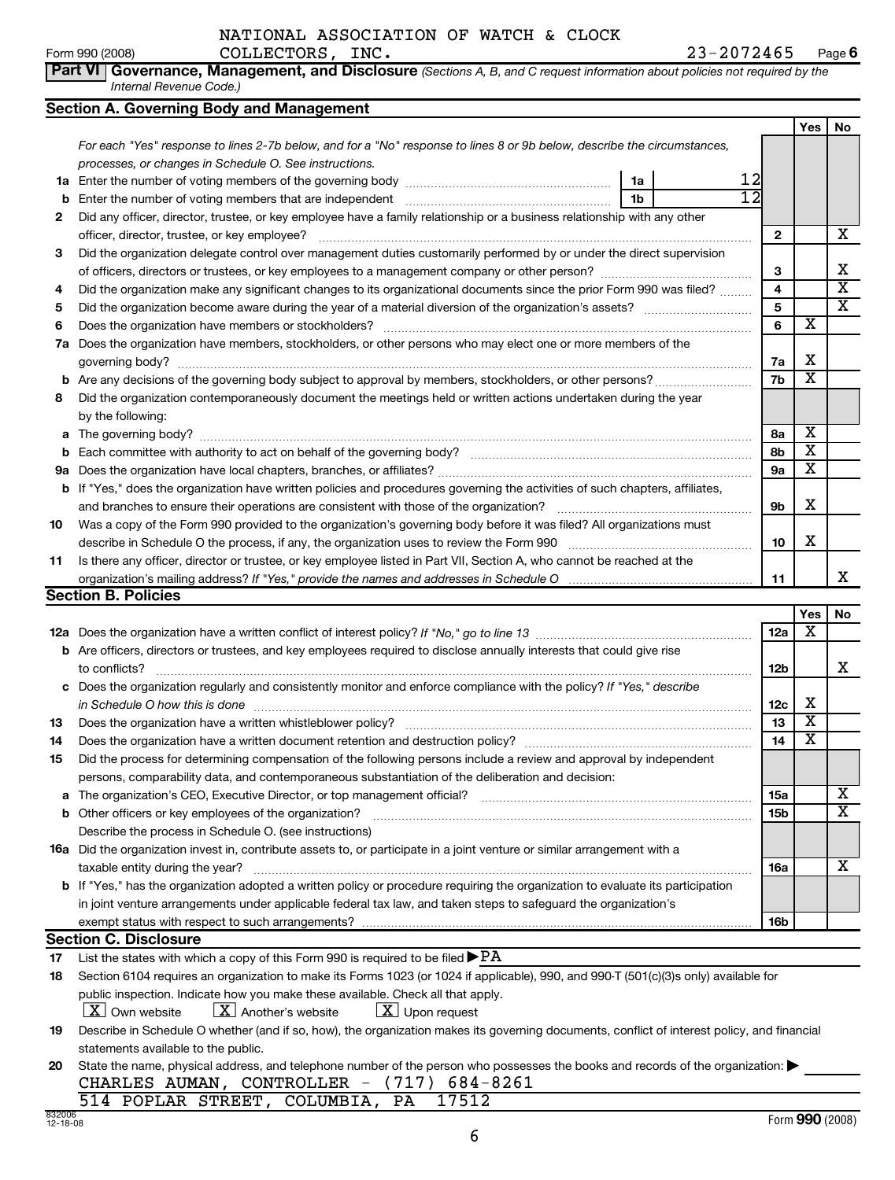NATIONAL ASSOCIATION OF WATCH & CLOCK COLLECTORS, INC. 23-2072465

## Part VI Governance, Management, and Disclosure

*(Sections A, B, and C request information about policies not required by the Internal Revenue Code.)*

### Section A. Governing Body and Management

| | | | | Yes | No |
|---|---|---|---|---|---|
| | *For each "Yes" response to lines 2-7b below, and for a "No" response to lines 8 or 9b below, describe the circumstances, processes, or changes in Schedule O. See instructions.* | | | | |
| 1a | Enter the number of voting members of the governing body | 1a | 12 | | |
| b | Enter the number of voting members that are independent | 1b | 12 | | |
| 2 | Did any officer, director, trustee, or key employee have a family relationship or a business relationship with any other officer, director, trustee, or key employee? | | 2 | | X |
| 3 | Did the organization delegate control over management duties customarily performed by or under the direct supervision of officers, directors or trustees, or key employees to a management company or other person? | | 3 | | X |
| 4 | Did the organization make any significant changes to its organizational documents since the prior Form 990 was filed? | | 4 | | X |
| 5 | Did the organization become aware during the year of a material diversion of the organization's assets? | | 5 | | X |
| 6 | Does the organization have members or stockholders? | | 6 | X | |
| 7a | Does the organization have members, stockholders, or other persons who may elect one or more members of the governing body? | | 7a | X | |
| b | Are any decisions of the governing body subject to approval by members, stockholders, or other persons? | | 7b | X | |
| 8 | Did the organization contemporaneously document the meetings held or written actions undertaken during the year by the following: | | | | |
| a | The governing body? | | 8a | X | |
| b | Each committee with authority to act on behalf of the governing body? | | 8b | X | |
| 9a | Does the organization have local chapters, branches, or affiliates? | | 9a | X | |
| b | If "Yes," does the organization have written policies and procedures governing the activities of such chapters, affiliates, and branches to ensure their operations are consistent with those of the organization? | | 9b | X | |
| 10 | Was a copy of the Form 990 provided to the organization's governing body before it was filed? All organizations must describe in Schedule O the process, if any, the organization uses to review the Form 990 | | 10 | X | |
| 11 | Is there any officer, director or trustee, or key employee listed in Part VII, Section A, who cannot be reached at the organization's mailing address? *If "Yes," provide the names and addresses in Schedule O* | | 11 | | X |

### Section B. Policies

| | | | Yes | No |
|---|---|---|---|---|
| 12a | Does the organization have a written conflict of interest policy? *If "No," go to line 13* | 12a | X | |
| b | Are officers, directors or trustees, and key employees required to disclose annually interests that could give rise to conflicts? | 12b | | X |
| c | Does the organization regularly and consistently monitor and enforce compliance with the policy? *If "Yes," describe in Schedule O how this is done* | 12c | X | |
| 13 | Does the organization have a written whistleblower policy? | 13 | X | |
| 14 | Does the organization have a written document retention and destruction policy? | 14 | X | |
| 15 | Did the process for determining compensation of the following persons include a review and approval by independent persons, comparability data, and contemporaneous substantiation of the deliberation and decision: | | | |
| a | The organization's CEO, Executive Director, or top management official? | 15a | | X |
| b | Other officers or key employees of the organization? | 15b | | X |
| | Describe the process in Schedule O. (see instructions) | | | |
| 16a | Did the organization invest in, contribute assets to, or participate in a joint venture or similar arrangement with a taxable entity during the year? | 16a | | X |
| b | If "Yes," has the organization adopted a written policy or procedure requiring the organization to evaluate its participation in joint venture arrangements under applicable federal tax law, and taken steps to safeguard the organization's exempt status with respect to such arrangements? | 16b | | |

### Section C. Disclosure

17 List the states with which a copy of this Form 990 is required to be filed ▶ PA

18 Section 6104 requires an organization to make its Forms 1023 (or 1024 if applicable), 990, and 990-T (501(c)(3)s only) available for public inspection. Indicate how you make these available. Check all that apply.

[X] Own website [X] Another's website [X] Upon request

19 Describe in Schedule O whether (and if so, how), the organization makes its governing documents, conflict of interest policy, and financial statements available to the public.

20 State the name, physical address, and telephone number of the person who possesses the books and records of the organization: ▶

CHARLES AUMAN, CONTROLLER - (717) 684-8261
514 POPLAR STREET, COLUMBIA, PA 17512

832006 12-18-08

Form 990 (2008)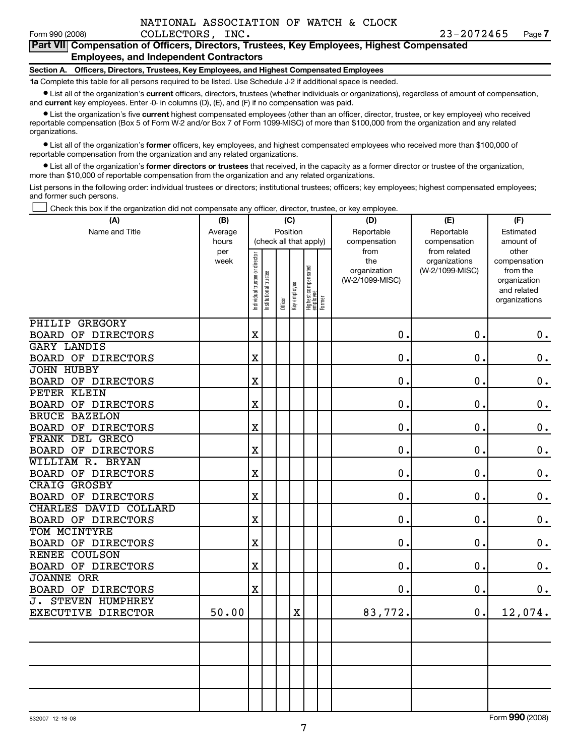NATIONAL ASSOCIATION OF WATCH & CLOCK COLLECTORS, INC. 23-2072465

Form 990 (2008) Page 7

## Part VII Compensation of Officers, Directors, Trustees, Key Employees, Highest Compensated Employees, and Independent Contractors

### Section A. Officers, Directors, Trustees, Key Employees, and Highest Compensated Employees

**1a** Complete this table for all persons required to be listed. Use Schedule J-2 if additional space is needed.

- List all of the organization's **current** officers, directors, trustees (whether individuals or organizations), regardless of amount of compensation, and **current** key employees. Enter -0- in columns (D), (E), and (F) if no compensation was paid.
- List the organization's five **current** highest compensated employees (other than an officer, director, trustee, or key employee) who received reportable compensation (Box 5 of Form W-2 and/or Box 7 of Form 1099-MISC) of more than $100,000 from the organization and any related organizations.
- List all of the organization's **former** officers, key employees, and highest compensated employees who received more than $100,000 of reportable compensation from the organization and any related organizations.
- List all of the organization's **former directors or trustees** that received, in the capacity as a former director or trustee of the organization, more than $10,000 of reportable compensation from the organization and any related organizations.

List persons in the following order: individual trustees or directors; institutional trustees; officers; key employees; highest compensated employees; and former such persons.

☐ Check this box if the organization did not compensate any officer, director, trustee, or key employee.

| (A) Name and Title | (B) Average hours per week | (C) Position (check all that apply): Individual trustee or director | Institutional trustee | Officer | Key employee | Highest compensated employee | Former | (D) Reportable compensation from the organization (W-2/1099-MISC) | (E) Reportable compensation from related organizations (W-2/1099-MISC) | (F) Estimated amount of other compensation from the organization and related organizations |
|---|---|---|---|---|---|---|---|---|---|---|
| PHILIP GREGORY BOARD OF DIRECTORS | | X | | | | | | 0. | 0. | 0. |
| GARY LANDIS BOARD OF DIRECTORS | | X | | | | | | 0. | 0. | 0. |
| JOHN HUBBY BOARD OF DIRECTORS | | X | | | | | | 0. | 0. | 0. |
| PETER KLEIN BOARD OF DIRECTORS | | X | | | | | | 0. | 0. | 0. |
| BRUCE BAZELON BOARD OF DIRECTORS | | X | | | | | | 0. | 0. | 0. |
| FRANK DEL GRECO BOARD OF DIRECTORS | | X | | | | | | 0. | 0. | 0. |
| WILLIAM R. BRYAN BOARD OF DIRECTORS | | X | | | | | | 0. | 0. | 0. |
| CRAIG GROSBY BOARD OF DIRECTORS | | X | | | | | | 0. | 0. | 0. |
| CHARLES DAVID COLLARD BOARD OF DIRECTORS | | X | | | | | | 0. | 0. | 0. |
| TOM MCINTYRE BOARD OF DIRECTORS | | X | | | | | | 0. | 0. | 0. |
| RENEE COULSON BOARD OF DIRECTORS | | X | | | | | | 0. | 0. | 0. |
| JOANNE ORR BOARD OF DIRECTORS | | X | | | | | | 0. | 0. | 0. |
| J. STEVEN HUMPHREY EXECUTIVE DIRECTOR | 50.00 | | | | X | | | 83,772. | 0. | 12,074. |
| | | | | | | | | | | |
| | | | | | | | | | | |
| | | | | | | | | | | |
| | | | | | | | | | | |

832007 12-18-08

Form **990** (2008)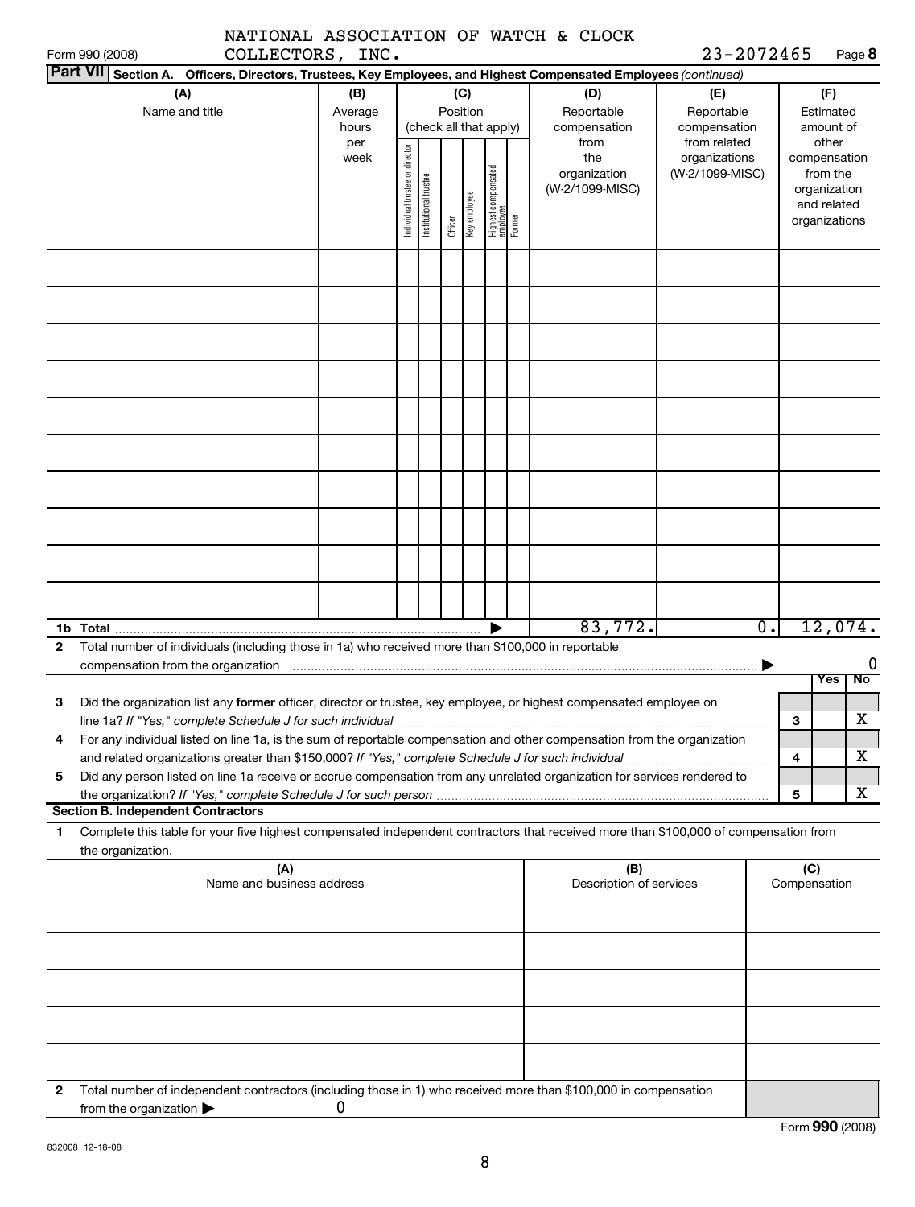NATIONAL ASSOCIATION OF WATCH & CLOCK COLLECTORS, INC. 23-2072465

## Part VII Section A. Officers, Directors, Trustees, Key Employees, and Highest Compensated Employees *(continued)*

| (A) Name and title | (B) Average hours per week | (C) Position (check all that apply): Individual trustee or director | Institutional trustee | Officer | Key employee | Highest compensated employee | Former | (D) Reportable compensation from the organization (W-2/1099-MISC) | (E) Reportable compensation from related organizations (W-2/1099-MISC) | (F) Estimated amount of other compensation from the organization and related organizations |
|---|---|---|---|---|---|---|---|---|---|---|
| | | | | | | | | | | |
| | | | | | | | | | | |
| | | | | | | | | | | |
| | | | | | | | | | | |
| | | | | | | | | | | |
| | | | | | | | | | | |
| | | | | | | | | | | |
| | | | | | | | | | | |
| | | | | | | | | | | |
| | | | | | | | | | | |
| **1b Total** | | | | | | | | 83,772. | 0. | 12,074. |

**2** Total number of individuals (including those in 1a) who received more than $100,000 in reportable compensation from the organization ▶ 0

| | | Yes | No |
|---|---|---|---|
| **3** Did the organization list any **former** officer, director or trustee, key employee, or highest compensated employee on line 1a? *If "Yes," complete Schedule J for such individual* | 3 | | X |
| **4** For any individual listed on line 1a, is the sum of reportable compensation and other compensation from the organization and related organizations greater than $150,000? *If "Yes," complete Schedule J for such individual* | 4 | | X |
| **5** Did any person listed on line 1a receive or accrue compensation from any unrelated organization for services rendered to the organization? *If "Yes," complete Schedule J for such person* | 5 | | X |

**Section B. Independent Contractors**

**1** Complete this table for your five highest compensated independent contractors that received more than $100,000 of compensation from the organization.

| (A) Name and business address | (B) Description of services | (C) Compensation |
|---|---|---|
| | | |
| | | |
| | | |
| | | |
| | | |

**2** Total number of independent contractors (including those in 1) who received more than $100,000 in compensation from the organization ▶ 0

Form **990** (2008)

832008 12-18-08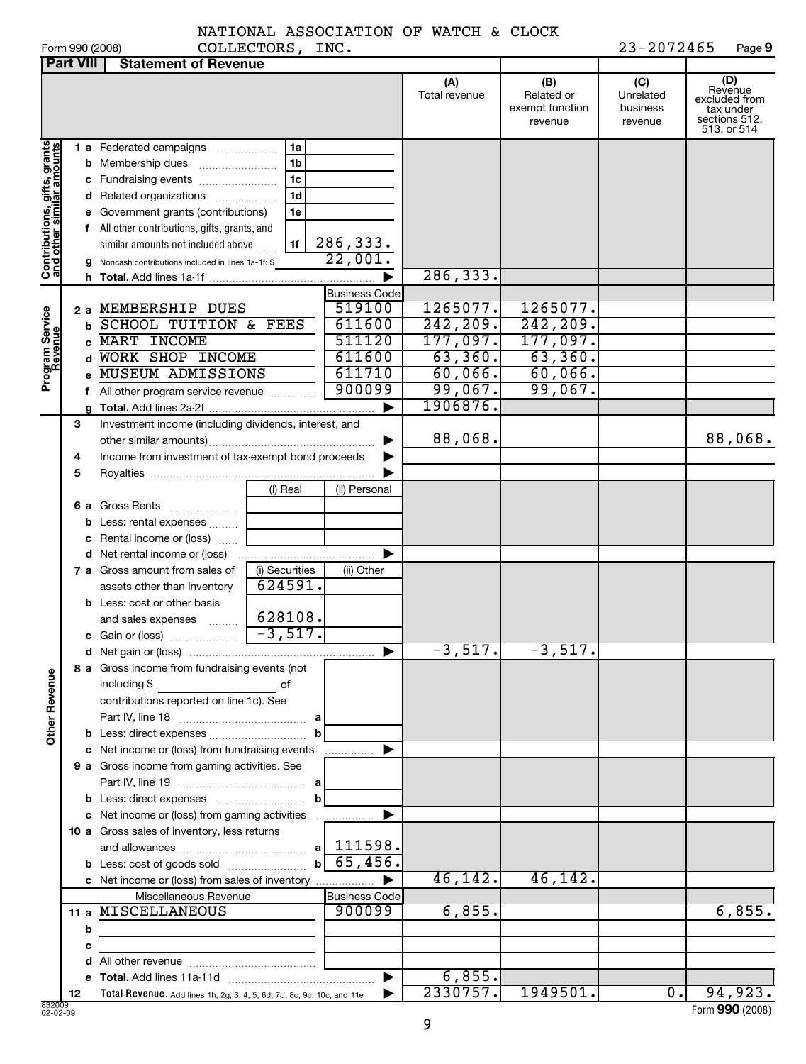NATIONAL ASSOCIATION OF WATCH & CLOCK COLLECTORS, INC. 23-2072465

Form 990 (2008) Page 9

## Part VIII Statement of Revenue

| | | | (A) Total revenue | (B) Related or exempt function revenue | (C) Unrelated business revenue | (D) Revenue excluded from tax under sections 512, 513, or 514 |
|---|---|---|---|---|---|---|
| **Contributions, gifts, grants and other similar amounts** | | | | | | |
| 1 a Federated campaigns | 1a | | | | | |
| b Membership dues | 1b | | | | | |
| c Fundraising events | 1c | | | | | |
| d Related organizations | 1d | | | | | |
| e Government grants (contributions) | 1e | | | | | |
| f All other contributions, gifts, grants, and similar amounts not included above | 1f | 286,333. | | | | |
| g Noncash contributions included in lines 1a-1f: $ | | 22,001. | | | | |
| h **Total.** Add lines 1a-1f | | | 286,333. | | | |
| **Program Service Revenue** | | Business Code | | | | |
| 2 a MEMBERSHIP DUES | | 519100 | 1265077. | 1265077. | | |
| b SCHOOL TUITION & FEES | | 611600 | 242,209. | 242,209. | | |
| c MART INCOME | | 511120 | 177,097. | 177,097. | | |
| d WORK SHOP INCOME | | 611600 | 63,360. | 63,360. | | |
| e MUSEUM ADMISSIONS | | 611710 | 60,066. | 60,066. | | |
| f All other program service revenue | | 900099 | 99,067. | 99,067. | | |
| g **Total.** Add lines 2a-2f | | | 1906876. | | | |
| **Other Revenue** | | | | | | |
| 3 Investment income (including dividends, interest, and other similar amounts) | | | 88,068. | | | 88,068. |
| 4 Income from investment of tax-exempt bond proceeds | | | | | | |
| 5 Royalties | | | | | | |
| | (i) Real | (ii) Personal | | | | |
| 6 a Gross Rents | | | | | | |
| b Less: rental expenses | | | | | | |
| c Rental income or (loss) | | | | | | |
| d Net rental income or (loss) | | | | | | |
| | (i) Securities | (ii) Other | | | | |
| 7 a Gross amount from sales of assets other than inventory | 624591. | | | | | |
| b Less: cost or other basis and sales expenses | 628108. | | | | | |
| c Gain or (loss) | -3,517. | | | | | |
| d Net gain or (loss) | | | -3,517. | -3,517. | | |
| 8 a Gross income from fundraising events (not including $ of contributions reported on line 1c). See Part IV, line 18 | a | | | | | |
| b Less: direct expenses | b | | | | | |
| c Net income or (loss) from fundraising events | | | | | | |
| 9 a Gross income from gaming activities. See Part IV, line 19 | a | | | | | |
| b Less: direct expenses | b | | | | | |
| c Net income or (loss) from gaming activities | | | | | | |
| 10 a Gross sales of inventory, less returns and allowances | a | 111598. | | | | |
| b Less: cost of goods sold | b | 65,456. | | | | |
| c Net income or (loss) from sales of inventory | | | 46,142. | 46,142. | | |
| Miscellaneous Revenue | | Business Code | | | | |
| 11 a MISCELLANEOUS | | 900099 | 6,855. | | | 6,855. |
| b | | | | | | |
| c | | | | | | |
| d All other revenue | | | | | | |
| e **Total.** Add lines 11a-11d | | | 6,855. | | | |
| 12 **Total Revenue.** Add lines 1h, 2g, 3, 4, 5, 6d, 7d, 8c, 9c, 10c, and 11e | | | 2330757. | 1949501. | 0. | 94,923. |

832009 02-02-09

Form **990** (2008)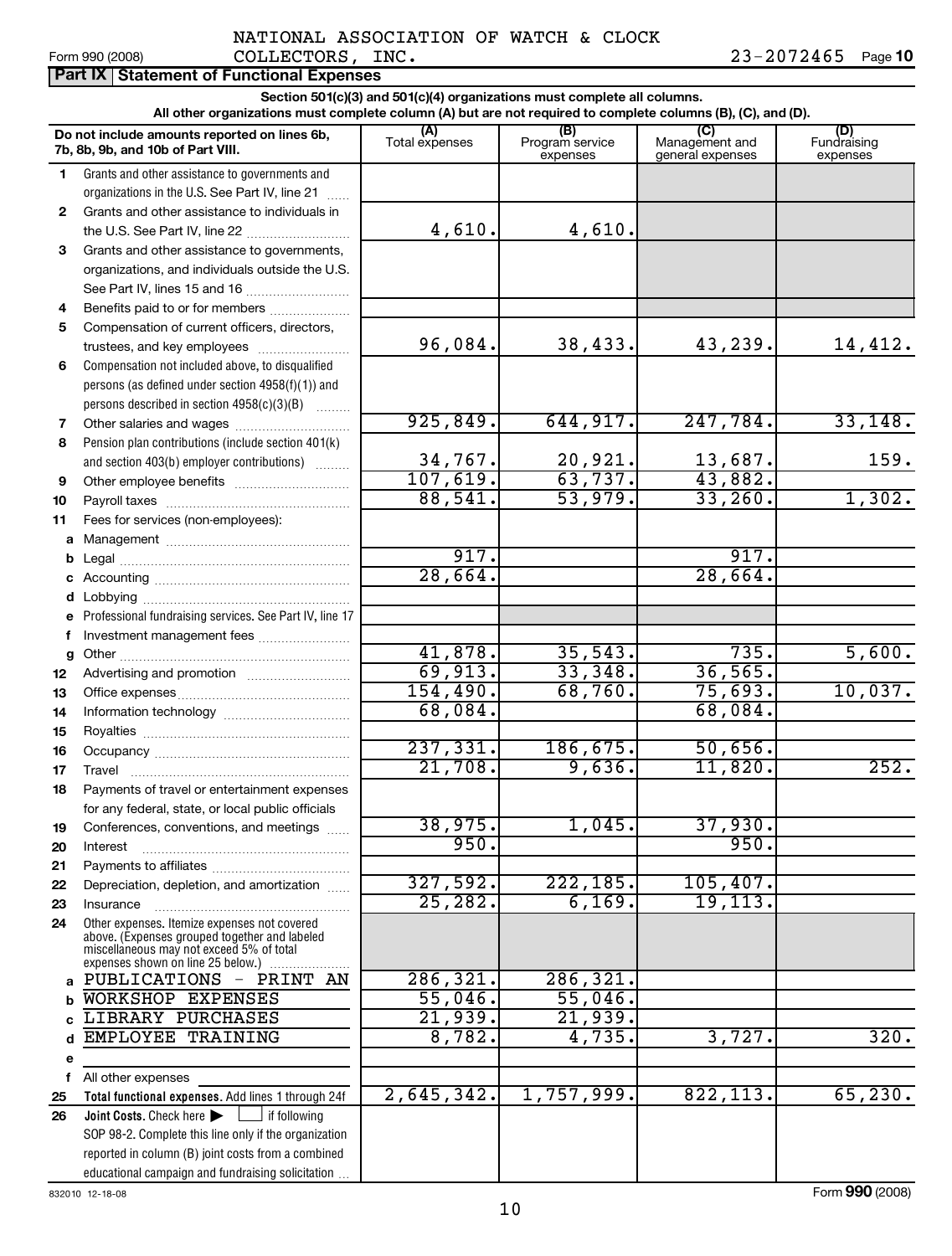NATIONAL ASSOCIATION OF WATCH & CLOCK COLLECTORS, INC. 23-2072465

Form 990 (2008)

## Part IX Statement of Functional Expenses

**Section 501(c)(3) and 501(c)(4) organizations must complete all columns.**
**All other organizations must complete column (A) but are not required to complete columns (B), (C), and (D).**

| | Do not include amounts reported on lines 6b, 7b, 8b, 9b, and 10b of Part VIII. | (A) Total expenses | (B) Program service expenses | (C) Management and general expenses | (D) Fundraising expenses |
|---|---|---|---|---|---|
| 1 | Grants and other assistance to governments and organizations in the U.S. See Part IV, line 21 | | | | |
| 2 | Grants and other assistance to individuals in the U.S. See Part IV, line 22 | 4,610. | 4,610. | | |
| 3 | Grants and other assistance to governments, organizations, and individuals outside the U.S. See Part IV, lines 15 and 16 | | | | |
| 4 | Benefits paid to or for members | | | | |
| 5 | Compensation of current officers, directors, trustees, and key employees | 96,084. | 38,433. | 43,239. | 14,412. |
| 6 | Compensation not included above, to disqualified persons (as defined under section 4958(f)(1)) and persons described in section 4958(c)(3)(B) | | | | |
| 7 | Other salaries and wages | 925,849. | 644,917. | 247,784. | 33,148. |
| 8 | Pension plan contributions (include section 401(k) and section 403(b) employer contributions) | 34,767. | 20,921. | 13,687. | 159. |
| 9 | Other employee benefits | 107,619. | 63,737. | 43,882. | |
| 10 | Payroll taxes | 88,541. | 53,979. | 33,260. | 1,302. |
| 11 | Fees for services (non-employees): | | | | |
| a | Management | | | | |
| b | Legal | 917. | | 917. | |
| c | Accounting | 28,664. | | 28,664. | |
| d | Lobbying | | | | |
| e | Professional fundraising services. See Part IV, line 17 | | | | |
| f | Investment management fees | | | | |
| g | Other | 41,878. | 35,543. | 735. | 5,600. |
| 12 | Advertising and promotion | 69,913. | 33,348. | 36,565. | |
| 13 | Office expenses | 154,490. | 68,760. | 75,693. | 10,037. |
| 14 | Information technology | 68,084. | | 68,084. | |
| 15 | Royalties | | | | |
| 16 | Occupancy | 237,331. | 186,675. | 50,656. | |
| 17 | Travel | 21,708. | 9,636. | 11,820. | 252. |
| 18 | Payments of travel or entertainment expenses for any federal, state, or local public officials | | | | |
| 19 | Conferences, conventions, and meetings | 38,975. | 1,045. | 37,930. | |
| 20 | Interest | 950. | | 950. | |
| 21 | Payments to affiliates | | | | |
| 22 | Depreciation, depletion, and amortization | 327,592. | 222,185. | 105,407. | |
| 23 | Insurance | 25,282. | 6,169. | 19,113. | |
| 24 | Other expenses. Itemize expenses not covered above. (Expenses grouped together and labeled miscellaneous may not exceed 5% of total expenses shown on line 25 below.) | | | | |
| a | PUBLICATIONS - PRINT AN | 286,321. | 286,321. | | |
| b | WORKSHOP EXPENSES | 55,046. | 55,046. | | |
| c | LIBRARY PURCHASES | 21,939. | 21,939. | | |
| d | EMPLOYEE TRAINING | 8,782. | 4,735. | 3,727. | 320. |
| e | | | | | |
| f | All other expenses | | | | |
| 25 | **Total functional expenses.** Add lines 1 through 24f | 2,645,342. | 1,757,999. | 822,113. | 65,230. |
| 26 | **Joint Costs.** Check here ☐ if following SOP 98-2. Complete this line only if the organization reported in column (B) joint costs from a combined educational campaign and fundraising solicitation | | | | |

832010 12-18-08

Form **990** (2008)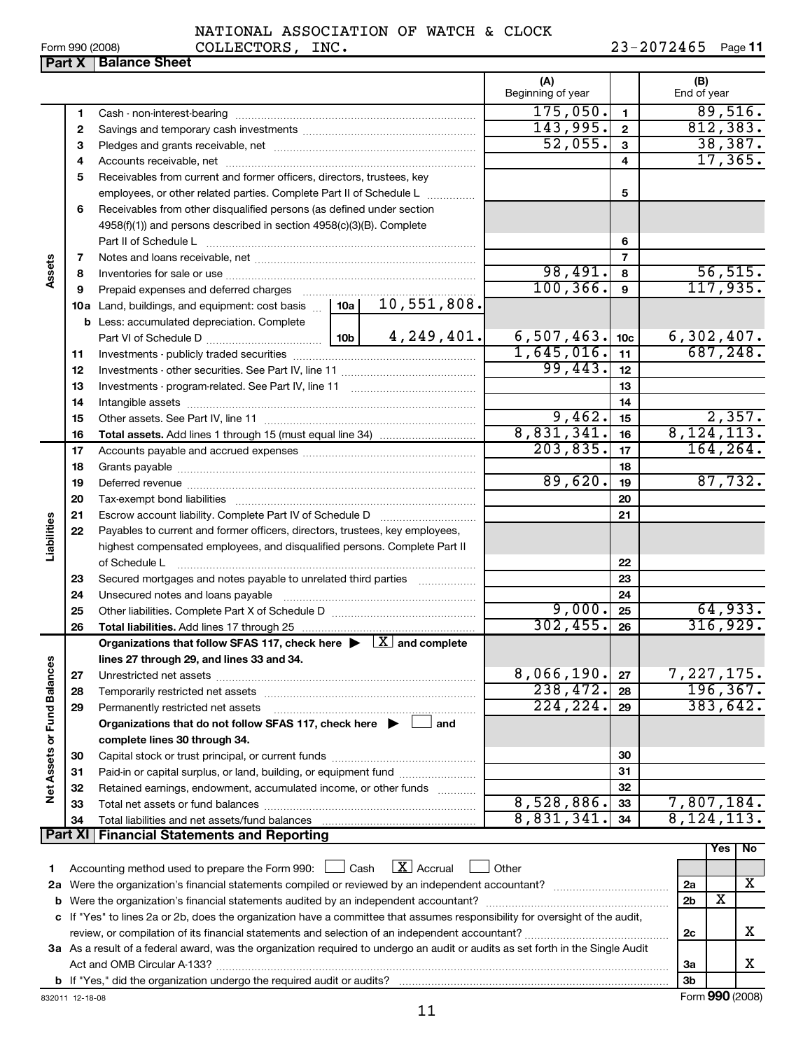NATIONAL ASSOCIATION OF WATCH & CLOCK COLLECTORS, INC.

Form 990 (2008) 23-2072465 Page 11

## Part X Balance Sheet

| | | | | (A) Beginning of year | | (B) End of year |
|---|---|---|---|---|---|---|
| **Assets** | 1 | Cash - non-interest-bearing | | 175,050. | 1 | 89,516. |
| | 2 | Savings and temporary cash investments | | 143,995. | 2 | 812,383. |
| | 3 | Pledges and grants receivable, net | | 52,055. | 3 | 38,387. |
| | 4 | Accounts receivable, net | | | 4 | 17,365. |
| | 5 | Receivables from current and former officers, directors, trustees, key employees, or other related parties. Complete Part II of Schedule L | | | 5 | |
| | 6 | Receivables from other disqualified persons (as defined under section 4958(f)(1)) and persons described in section 4958(c)(3)(B). Complete Part II of Schedule L | | | 6 | |
| | 7 | Notes and loans receivable, net | | | 7 | |
| | 8 | Inventories for sale or use | | 98,491. | 8 | 56,515. |
| | 9 | Prepaid expenses and deferred charges | | 100,366. | 9 | 117,935. |
| | 10a | Land, buildings, and equipment: cost basis | 10a 10,551,808. | | | |
| | b | Less: accumulated depreciation. Complete Part VI of Schedule D | 10b 4,249,401. | 6,507,463. | 10c | 6,302,407. |
| | 11 | Investments - publicly traded securities | | 1,645,016. | 11 | 687,248. |
| | 12 | Investments - other securities. See Part IV, line 11 | | 99,443. | 12 | |
| | 13 | Investments - program-related. See Part IV, line 11 | | | 13 | |
| | 14 | Intangible assets | | | 14 | |
| | 15 | Other assets. See Part IV, line 11 | | 9,462. | 15 | 2,357. |
| | 16 | **Total assets.** Add lines 1 through 15 (must equal line 34) | | 8,831,341. | 16 | 8,124,113. |
| **Liabilities** | 17 | Accounts payable and accrued expenses | | 203,835. | 17 | 164,264. |
| | 18 | Grants payable | | | 18 | |
| | 19 | Deferred revenue | | 89,620. | 19 | 87,732. |
| | 20 | Tax-exempt bond liabilities | | | 20 | |
| | 21 | Escrow account liability. Complete Part IV of Schedule D | | | 21 | |
| | 22 | Payables to current and former officers, directors, trustees, key employees, highest compensated employees, and disqualified persons. Complete Part II of Schedule L | | | 22 | |
| | 23 | Secured mortgages and notes payable to unrelated third parties | | | 23 | |
| | 24 | Unsecured notes and loans payable | | | 24 | |
| | 25 | Other liabilities. Complete Part X of Schedule D | | 9,000. | 25 | 64,933. |
| | 26 | **Total liabilities.** Add lines 17 through 25 | | 302,455. | 26 | 316,929. |
| **Net Assets or Fund Balances** | | **Organizations that follow SFAS 117, check here ▶ [X] and complete lines 27 through 29, and lines 33 and 34.** | | | | |
| | 27 | Unrestricted net assets | | 8,066,190. | 27 | 7,227,175. |
| | 28 | Temporarily restricted net assets | | 238,472. | 28 | 196,367. |
| | 29 | Permanently restricted net assets | | 224,224. | 29 | 383,642. |
| | | **Organizations that do not follow SFAS 117, check here ▶ [ ] and complete lines 30 through 34.** | | | | |
| | 30 | Capital stock or trust principal, or current funds | | | 30 | |
| | 31 | Paid-in or capital surplus, or land, building, or equipment fund | | | 31 | |
| | 32 | Retained earnings, endowment, accumulated income, or other funds | | | 32 | |
| | 33 | Total net assets or fund balances | | 8,528,886. | 33 | 7,807,184. |
| | 34 | Total liabilities and net assets/fund balances | | 8,831,341. | 34 | 8,124,113. |

## Part XI Financial Statements and Reporting

| | | | Yes | No |
|---|---|---|---|---|
| 1 | Accounting method used to prepare the Form 990: [ ] Cash [X] Accrual [ ] Other | | | |
| 2a | Were the organization's financial statements compiled or reviewed by an independent accountant? | 2a | | X |
| b | Were the organization's financial statements audited by an independent accountant? | 2b | X | |
| c | If "Yes" to lines 2a or 2b, does the organization have a committee that assumes responsibility for oversight of the audit, review, or compilation of its financial statements and selection of an independent accountant? | 2c | | X |
| 3a | As a result of a federal award, was the organization required to undergo an audit or audits as set forth in the Single Audit Act and OMB Circular A-133? | 3a | | X |
| b | If "Yes," did the organization undergo the required audit or audits? | 3b | | |

832011 12-18-08 Form **990** (2008)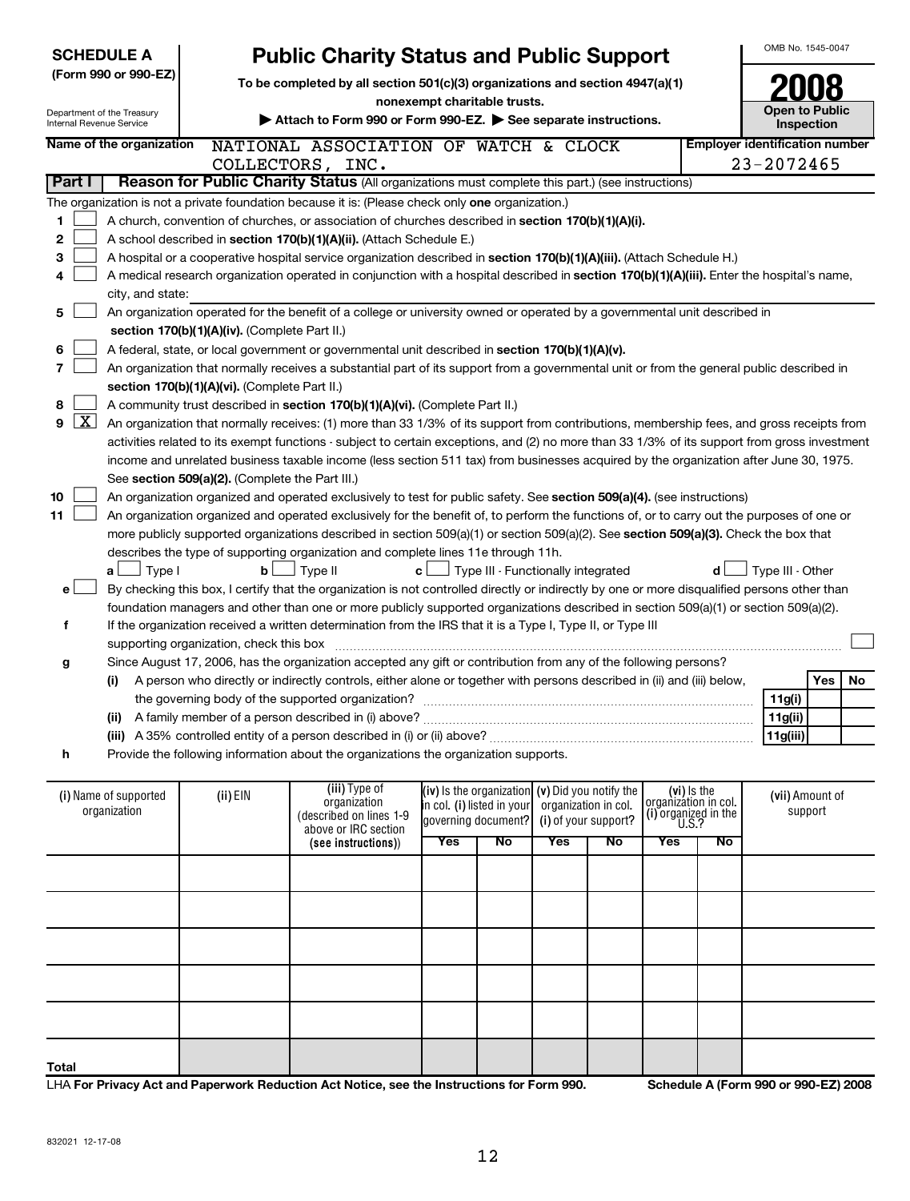**SCHEDULE A**
**(Form 990 or 990-EZ)**

Department of the Treasury
Internal Revenue Service

# Public Charity Status and Public Support

**To be completed by all section 501(c)(3) organizations and section 4947(a)(1) nonexempt charitable trusts.**

▶ **Attach to Form 990 or Form 990-EZ.** ▶ **See separate instructions.**

OMB No. 1545-0047

**2008**

**Open to Public Inspection**

**Name of the organization** NATIONAL ASSOCIATION OF WATCH & CLOCK COLLECTORS, INC.

**Employer identification number** 23-2072465

**Part I** **Reason for Public Charity Status** (All organizations must complete this part.) (see instructions)

The organization is not a private foundation because it is: (Please check only **one** organization.)

1 ☐ A church, convention of churches, or association of churches described in **section 170(b)(1)(A)(i).**

2 ☐ A school described in **section 170(b)(1)(A)(ii).** (Attach Schedule E.)

3 ☐ A hospital or a cooperative hospital service organization described in **section 170(b)(1)(A)(iii).** (Attach Schedule H.)

4 ☐ A medical research organization operated in conjunction with a hospital described in **section 170(b)(1)(A)(iii).** Enter the hospital's name, city, and state:

5 ☐ An organization operated for the benefit of a college or university owned or operated by a governmental unit described in **section 170(b)(1)(A)(iv).** (Complete Part II.)

6 ☐ A federal, state, or local government or governmental unit described in **section 170(b)(1)(A)(v).**

7 ☐ An organization that normally receives a substantial part of its support from a governmental unit or from the general public described in **section 170(b)(1)(A)(vi).** (Complete Part II.)

8 ☐ A community trust described in **section 170(b)(1)(A)(vi).** (Complete Part II.)

9 ☒ An organization that normally receives: (1) more than 33 1/3% of its support from contributions, membership fees, and gross receipts from activities related to its exempt functions - subject to certain exceptions, and (2) no more than 33 1/3% of its support from gross investment income and unrelated business taxable income (less section 511 tax) from businesses acquired by the organization after June 30, 1975. See **section 509(a)(2).** (Complete the Part III.)

10 ☐ An organization organized and operated exclusively to test for public safety. See **section 509(a)(4).** (see instructions)

11 ☐ An organization organized and operated exclusively for the benefit of, to perform the functions of, or to carry out the purposes of one or more publicly supported organizations described in section 509(a)(1) or section 509(a)(2). See **section 509(a)(3).** Check the box that describes the type of supporting organization and complete lines 11e through 11h.

a ☐ Type I  b ☐ Type II  c ☐ Type III - Functionally integrated  d ☐ Type III - Other

e ☐ By checking this box, I certify that the organization is not controlled directly or indirectly by one or more disqualified persons other than foundation managers and other than one or more publicly supported organizations described in section 509(a)(1) or section 509(a)(2).

f If the organization received a written determination from the IRS that it is a Type I, Type II, or Type III supporting organization, check this box ☐

g Since August 17, 2006, has the organization accepted any gift or contribution from any of the following persons?

| | | Yes | No |
|---|---|---|---|
| (i) A person who directly or indirectly controls, either alone or together with persons described in (ii) and (iii) below, the governing body of the supported organization? | 11g(i) | | |
| (ii) A family member of a person described in (i) above? | 11g(ii) | | |
| (iii) A 35% controlled entity of a person described in (i) or (ii) above? | 11g(iii) | | |

h Provide the following information about the organizations the organization supports.

| (i) Name of supported organization | (ii) EIN | (iii) Type of organization (described on lines 1-9 above or IRC section (see instructions)) | (iv) Is the organization in col. (i) listed in your governing document? | | (v) Did you notify the organization in col. (i) of your support? | | (vi) Is the organization in col. (i) organized in the U.S.? | | (vii) Amount of support |
|---|---|---|---|---|---|---|---|---|---|
| | | | Yes | No | Yes | No | Yes | No | |
| | | | | | | | | | |
| | | | | | | | | | |
| | | | | | | | | | |
| | | | | | | | | | |
| | | | | | | | | | |
| Total | | | | | | | | | |

LHA **For Privacy Act and Paperwork Reduction Act Notice, see the Instructions for Form 990.** **Schedule A (Form 990 or 990-EZ) 2008**

832021 12-17-08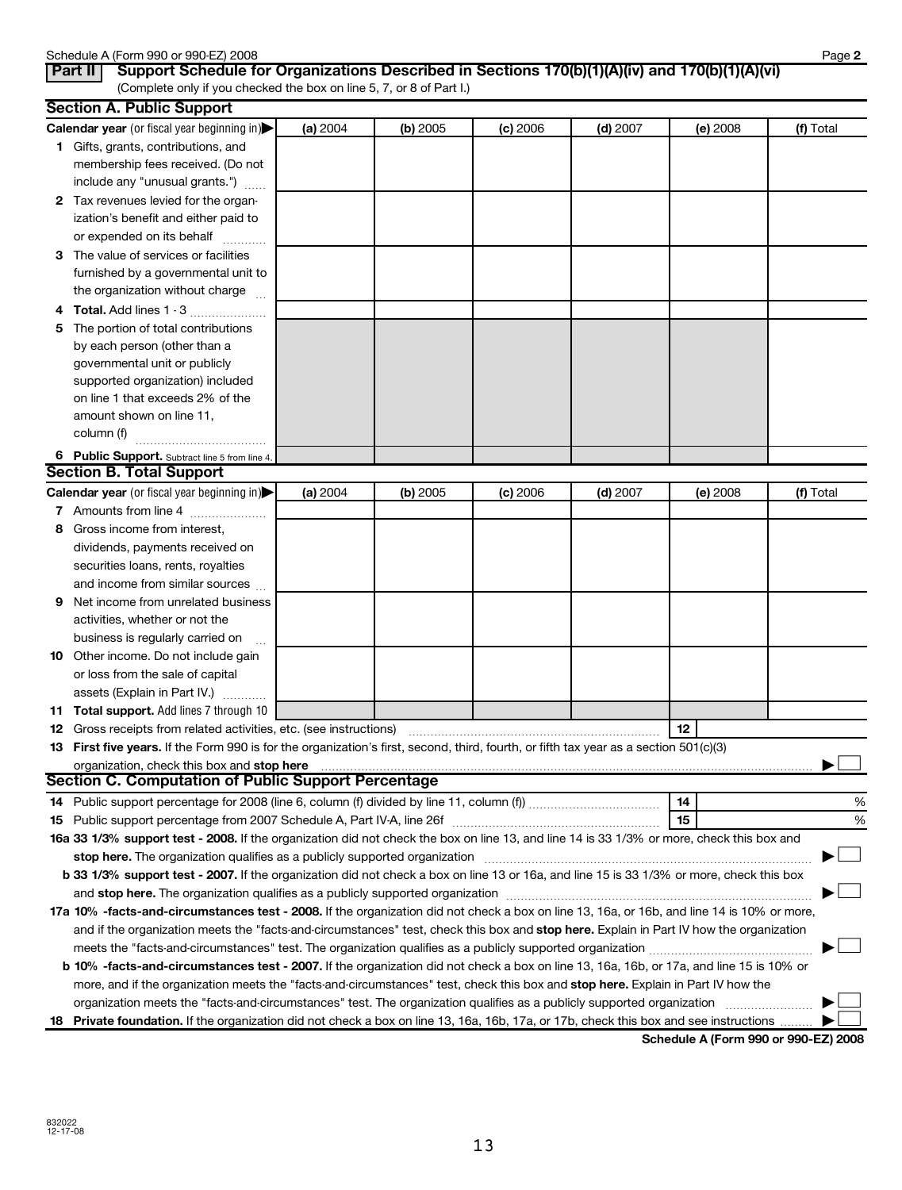Schedule A (Form 990 or 990-EZ) 2008 Page **2**

## Part II Support Schedule for Organizations Described in Sections 170(b)(1)(A)(iv) and 170(b)(1)(A)(vi)

(Complete only if you checked the box on line 5, 7, or 8 of Part I.)

### Section A. Public Support

| Calendar year (or fiscal year beginning in) ▶ | (a) 2004 | (b) 2005 | (c) 2006 | (d) 2007 | (e) 2008 | (f) Total |
|---|---|---|---|---|---|---|
| **1** Gifts, grants, contributions, and membership fees received. (Do not include any "unusual grants.") | | | | | | |
| **2** Tax revenues levied for the organization's benefit and either paid to or expended on its behalf | | | | | | |
| **3** The value of services or facilities furnished by a governmental unit to the organization without charge | | | | | | |
| **4 Total.** Add lines 1 - 3 | | | | | | |
| **5** The portion of total contributions by each person (other than a governmental unit or publicly supported organization) included on line 1 that exceeds 2% of the amount shown on line 11, column (f) | | | | | | |
| **6 Public Support.** Subtract line 5 from line 4. | | | | | | |

### Section B. Total Support

| Calendar year (or fiscal year beginning in) ▶ | (a) 2004 | (b) 2005 | (c) 2006 | (d) 2007 | (e) 2008 | (f) Total |
|---|---|---|---|---|---|---|
| **7** Amounts from line 4 | | | | | | |
| **8** Gross income from interest, dividends, payments received on securities loans, rents, royalties and income from similar sources | | | | | | |
| **9** Net income from unrelated business activities, whether or not the business is regularly carried on | | | | | | |
| **10** Other income. Do not include gain or loss from the sale of capital assets (Explain in Part IV.) | | | | | | |
| **11 Total support.** Add lines 7 through 10 | | | | | | |

**12** Gross receipts from related activities, etc. (see instructions) **12**

**13 First five years.** If the Form 990 is for the organization's first, second, third, fourth, or fifth tax year as a section 501(c)(3) organization, check this box and **stop here** ▶ ☐

### Section C. Computation of Public Support Percentage

**14** Public support percentage for 2008 (line 6, column (f) divided by line 11, column (f)) **14** %

**15** Public support percentage from 2007 Schedule A, Part IV-A, line 26f **15** %

**16a 33 1/3% support test - 2008.** If the organization did not check the box on line 13, and line 14 is 33 1/3% or more, check this box and **stop here.** The organization qualifies as a publicly supported organization ▶ ☐

**b 33 1/3% support test - 2007.** If the organization did not check a box on line 13 or 16a, and line 15 is 33 1/3% or more, check this box and **stop here.** The organization qualifies as a publicly supported organization ▶ ☐

**17a 10% -facts-and-circumstances test - 2008.** If the organization did not check a box on line 13, 16a, or 16b, and line 14 is 10% or more, and if the organization meets the "facts-and-circumstances" test, check this box and **stop here.** Explain in Part IV how the organization meets the "facts-and-circumstances" test. The organization qualifies as a publicly supported organization ▶ ☐

**b 10% -facts-and-circumstances test - 2007.** If the organization did not check a box on line 13, 16a, 16b, or 17a, and line 15 is 10% or more, and if the organization meets the "facts-and-circumstances" test, check this box and **stop here.** Explain in Part IV how the organization meets the "facts-and-circumstances" test. The organization qualifies as a publicly supported organization ▶ ☐

**18 Private foundation.** If the organization did not check a box on line 13, 16a, 16b, 17a, or 17b, check this box and see instructions ▶ ☐

**Schedule A (Form 990 or 990-EZ) 2008**

832022
12-17-08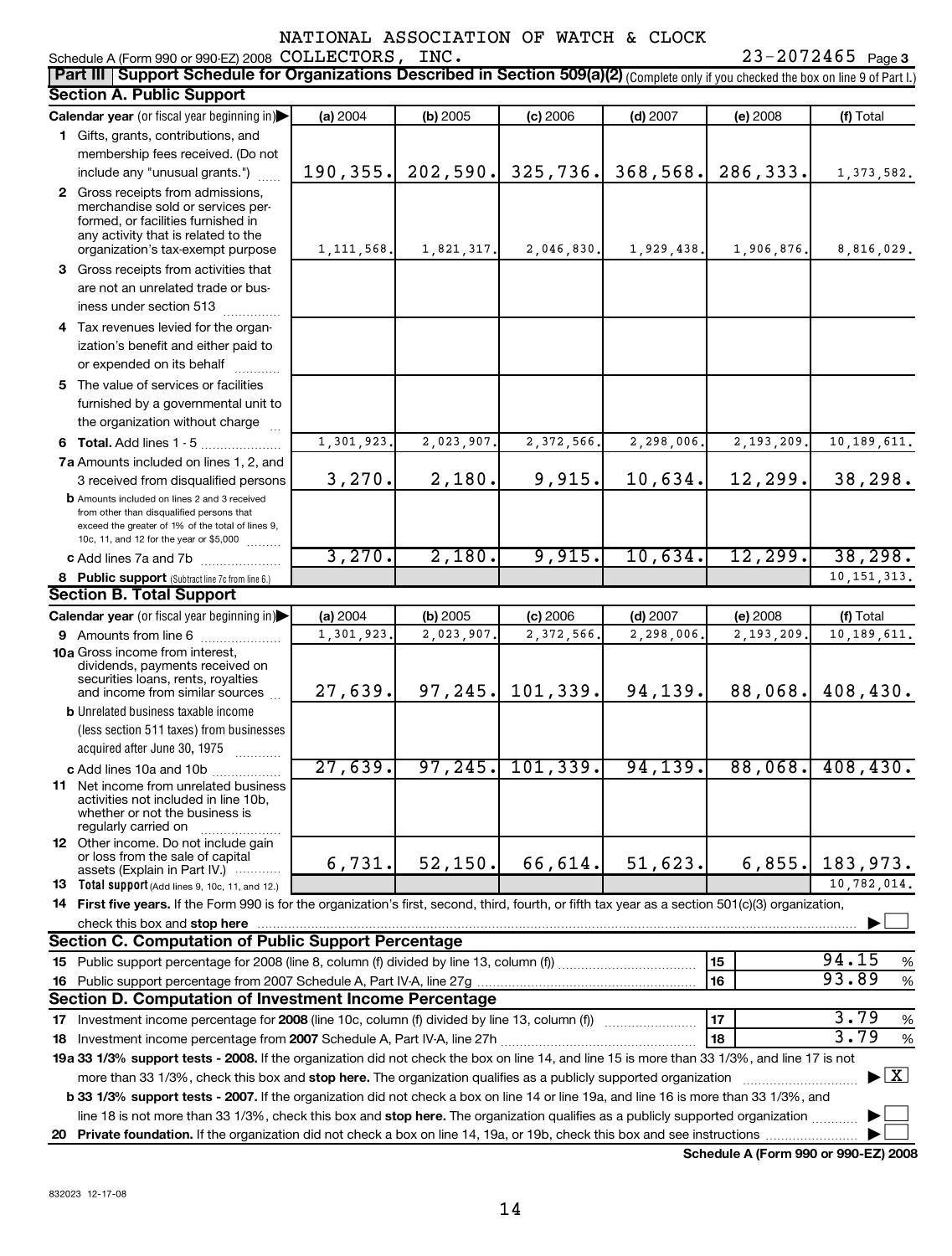NATIONAL ASSOCIATION OF WATCH & CLOCK

Schedule A (Form 990 or 990-EZ) 2008 COLLECTORS, INC. 23-2072465 Page 3

## Part III Support Schedule for Organizations Described in Section 509(a)(2) (Complete only if you checked the box on line 9 of Part I.)

### Section A. Public Support

| Calendar year (or fiscal year beginning in) | (a) 2004 | (b) 2005 | (c) 2006 | (d) 2007 | (e) 2008 | (f) Total |
|---|---|---|---|---|---|---|
| 1 Gifts, grants, contributions, and membership fees received. (Do not include any "unusual grants.") | 190,355. | 202,590. | 325,736. | 368,568. | 286,333. | 1,373,582. |
| 2 Gross receipts from admissions, merchandise sold or services performed, or facilities furnished in any activity that is related to the organization's tax-exempt purpose | 1,111,568. | 1,821,317. | 2,046,830. | 1,929,438. | 1,906,876. | 8,816,029. |
| 3 Gross receipts from activities that are not an unrelated trade or business under section 513 | | | | | | |
| 4 Tax revenues levied for the organization's benefit and either paid to or expended on its behalf | | | | | | |
| 5 The value of services or facilities furnished by a governmental unit to the organization without charge | | | | | | |
| 6 Total. Add lines 1 - 5 | 1,301,923. | 2,023,907. | 2,372,566. | 2,298,006. | 2,193,209. | 10,189,611. |
| 7a Amounts included on lines 1, 2, and 3 received from disqualified persons | 3,270. | 2,180. | 9,915. | 10,634. | 12,299. | 38,298. |
| b Amounts included on lines 2 and 3 received from other than disqualified persons that exceed the greater of 1% of the total of lines 9, 10c, 11, and 12 for the year or $5,000 | | | | | | |
| c Add lines 7a and 7b | 3,270. | 2,180. | 9,915. | 10,634. | 12,299. | 38,298. |
| 8 Public support (Subtract line 7c from line 6.) | | | | | | 10,151,313. |

### Section B. Total Support

| Calendar year (or fiscal year beginning in) | (a) 2004 | (b) 2005 | (c) 2006 | (d) 2007 | (e) 2008 | (f) Total |
|---|---|---|---|---|---|---|
| 9 Amounts from line 6 | 1,301,923. | 2,023,907. | 2,372,566. | 2,298,006. | 2,193,209. | 10,189,611. |
| 10a Gross income from interest, dividends, payments received on securities loans, rents, royalties and income from similar sources | 27,639. | 97,245. | 101,339. | 94,139. | 88,068. | 408,430. |
| b Unrelated business taxable income (less section 511 taxes) from businesses acquired after June 30, 1975 | | | | | | |
| c Add lines 10a and 10b | 27,639. | 97,245. | 101,339. | 94,139. | 88,068. | 408,430. |
| 11 Net income from unrelated business activities not included in line 10b, whether or not the business is regularly carried on | | | | | | |
| 12 Other income. Do not include gain or loss from the sale of capital assets (Explain in Part IV.) | 6,731. | 52,150. | 66,614. | 51,623. | 6,855. | 183,973. |
| 13 Total support (Add lines 9, 10c, 11, and 12.) | | | | | | 10,782,014. |

14 First five years. If the Form 990 is for the organization's first, second, third, fourth, or fifth tax year as a section 501(c)(3) organization, check this box and stop here ☐

### Section C. Computation of Public Support Percentage

| | | | |
|---|---|---|---|
| 15 | Public support percentage for 2008 (line 8, column (f) divided by line 13, column (f)) | 15 | 94.15 % |
| 16 | Public support percentage from 2007 Schedule A, Part IV-A, line 27g | 16 | 93.89 % |

### Section D. Computation of Investment Income Percentage

| | | | |
|---|---|---|---|
| 17 | Investment income percentage for 2008 (line 10c, column (f) divided by line 13, column (f)) | 17 | 3.79 % |
| 18 | Investment income percentage from 2007 Schedule A, Part IV-A, line 27h | 18 | 3.79 % |

19a 33 1/3% support tests - 2008. If the organization did not check the box on line 14, and line 15 is more than 33 1/3%, and line 17 is not more than 33 1/3%, check this box and stop here. The organization qualifies as a publicly supported organization ☒

b 33 1/3% support tests - 2007. If the organization did not check a box on line 14 or line 19a, and line 16 is more than 33 1/3%, and line 18 is not more than 33 1/3%, check this box and stop here. The organization qualifies as a publicly supported organization ☐

20 Private foundation. If the organization did not check a box on line 14, 19a, or 19b, check this box and see instructions ☐

Schedule A (Form 990 or 990-EZ) 2008

832023 12-17-08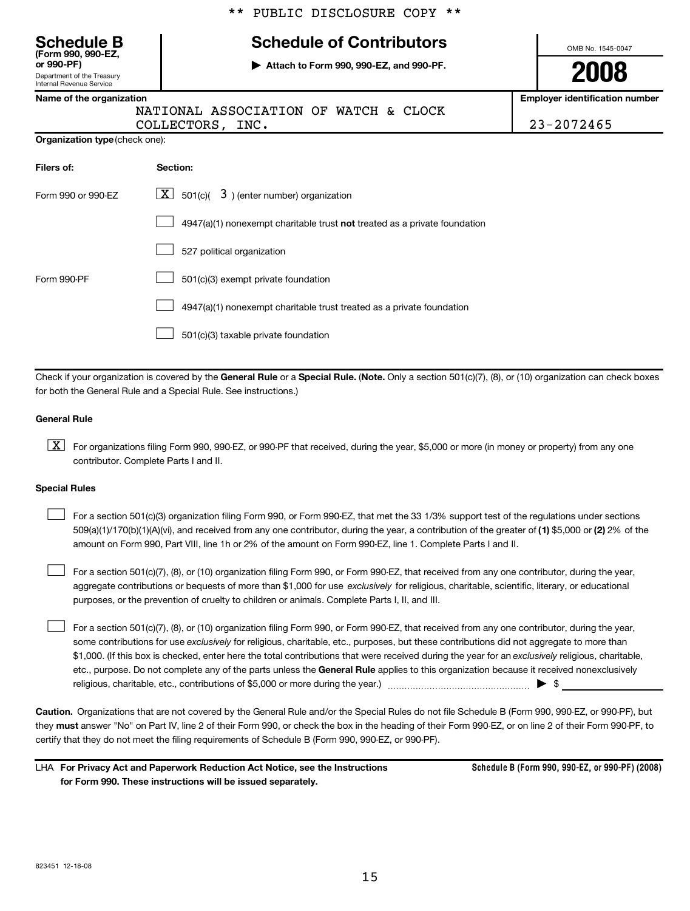\*\* PUBLIC DISCLOSURE COPY \*\*

**Schedule B**
**(Form 990, 990-EZ, or 990-PF)**
Department of the Treasury
Internal Revenue Service

# Schedule of Contributors

▶ **Attach to Form 990, 990-EZ, and 990-PF.**

OMB No. 1545-0047

**2008**

| Name of the organization | Employer identification number |
|---|---|
| NATIONAL ASSOCIATION OF WATCH & CLOCK COLLECTORS, INC. | 23-2072465 |

**Organization type** (check one):

| Filers of: | Section: |
|---|---|
| Form 990 or 990-EZ | [X] 501(c)( 3 ) (enter number) organization |
| | [ ] 4947(a)(1) nonexempt charitable trust **not** treated as a private foundation |
| | [ ] 527 political organization |
| Form 990-PF | [ ] 501(c)(3) exempt private foundation |
| | [ ] 4947(a)(1) nonexempt charitable trust treated as a private foundation |
| | [ ] 501(c)(3) taxable private foundation |

Check if your organization is covered by the **General Rule** or a **Special Rule.** (**Note.** Only a section 501(c)(7), (8), or (10) organization can check boxes for both the General Rule and a Special Rule. See instructions.)

**General Rule**

[X] For organizations filing Form 990, 990-EZ, or 990-PF that received, during the year, $5,000 or more (in money or property) from any one contributor. Complete Parts I and II.

**Special Rules**

[ ] For a section 501(c)(3) organization filing Form 990, or Form 990-EZ, that met the 33 1/3% support test of the regulations under sections 509(a)(1)/170(b)(1)(A)(vi), and received from any one contributor, during the year, a contribution of the greater of **(1)** $5,000 or **(2)** 2% of the amount on Form 990, Part VIII, line 1h or 2% of the amount on Form 990-EZ, line 1. Complete Parts I and II.

[ ] For a section 501(c)(7), (8), or (10) organization filing Form 990, or Form 990-EZ, that received from any one contributor, during the year, aggregate contributions or bequests of more than $1,000 for use *exclusively* for religious, charitable, scientific, literary, or educational purposes, or the prevention of cruelty to children or animals. Complete Parts I, II, and III.

[ ] For a section 501(c)(7), (8), or (10) organization filing Form 990, or Form 990-EZ, that received from any one contributor, during the year, some contributions for use *exclusively* for religious, charitable, etc., purposes, but these contributions did not aggregate to more than $1,000. (If this box is checked, enter here the total contributions that were received during the year for an *exclusively* religious, charitable, etc., purpose. Do not complete any of the parts unless the **General Rule** applies to this organization because it received nonexclusively religious, charitable, etc., contributions of $5,000 or more during the year.) ▶ $

**Caution.** Organizations that are not covered by the General Rule and/or the Special Rules do not file Schedule B (Form 990, 990-EZ, or 990-PF), but they **must** answer "No" on Part IV, line 2 of their Form 990, or check the box in the heading of their Form 990-EZ, or on line 2 of their Form 990-PF, to certify that they do not meet the filing requirements of Schedule B (Form 990, 990-EZ, or 990-PF).

LHA **For Privacy Act and Paperwork Reduction Act Notice, see the Instructions for Form 990. These instructions will be issued separately.**

**Schedule B (Form 990, 990-EZ, or 990-PF) (2008)**

823451 12-18-08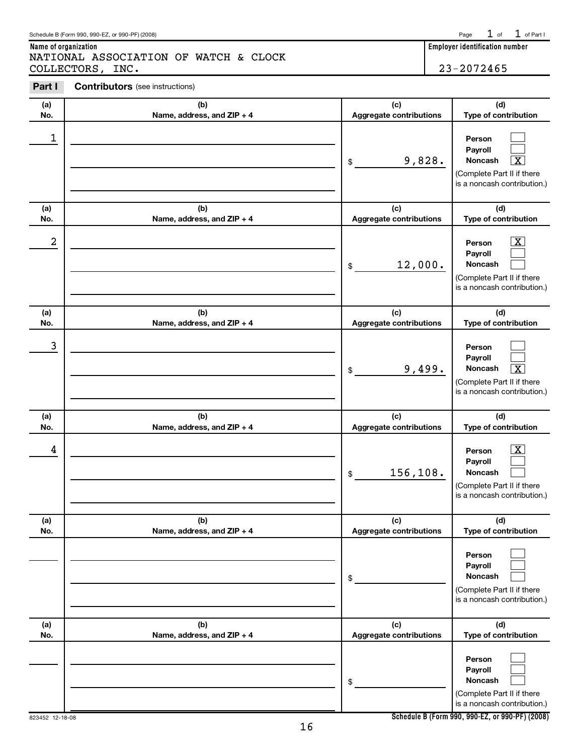Schedule B (Form 990, 990-EZ, or 990-PF) (2008)

**Name of organization**
NATIONAL ASSOCIATION OF WATCH & CLOCK COLLECTORS, INC.

**Employer identification number**
23-2072465

## Part I Contributors (see instructions)

| (a) No. | (b) Name, address, and ZIP + 4 | (c) Aggregate contributions | (d) Type of contribution |
|---|---|---|---|
| 1 | | $ 9,828. | Person [ ] Payroll [ ] Noncash [X] (Complete Part II if there is a noncash contribution.) |
| 2 | | $ 12,000. | Person [X] Payroll [ ] Noncash [ ] (Complete Part II if there is a noncash contribution.) |
| 3 | | $ 9,499. | Person [ ] Payroll [ ] Noncash [X] (Complete Part II if there is a noncash contribution.) |
| 4 | | $ 156,108. | Person [X] Payroll [ ] Noncash [ ] (Complete Part II if there is a noncash contribution.) |
| | | $ | Person [ ] Payroll [ ] Noncash [ ] (Complete Part II if there is a noncash contribution.) |
| | | $ | Person [ ] Payroll [ ] Noncash [ ] (Complete Part II if there is a noncash contribution.) |

823452 12-18-08

Schedule B (Form 990, 990-EZ, or 990-PF) (2008)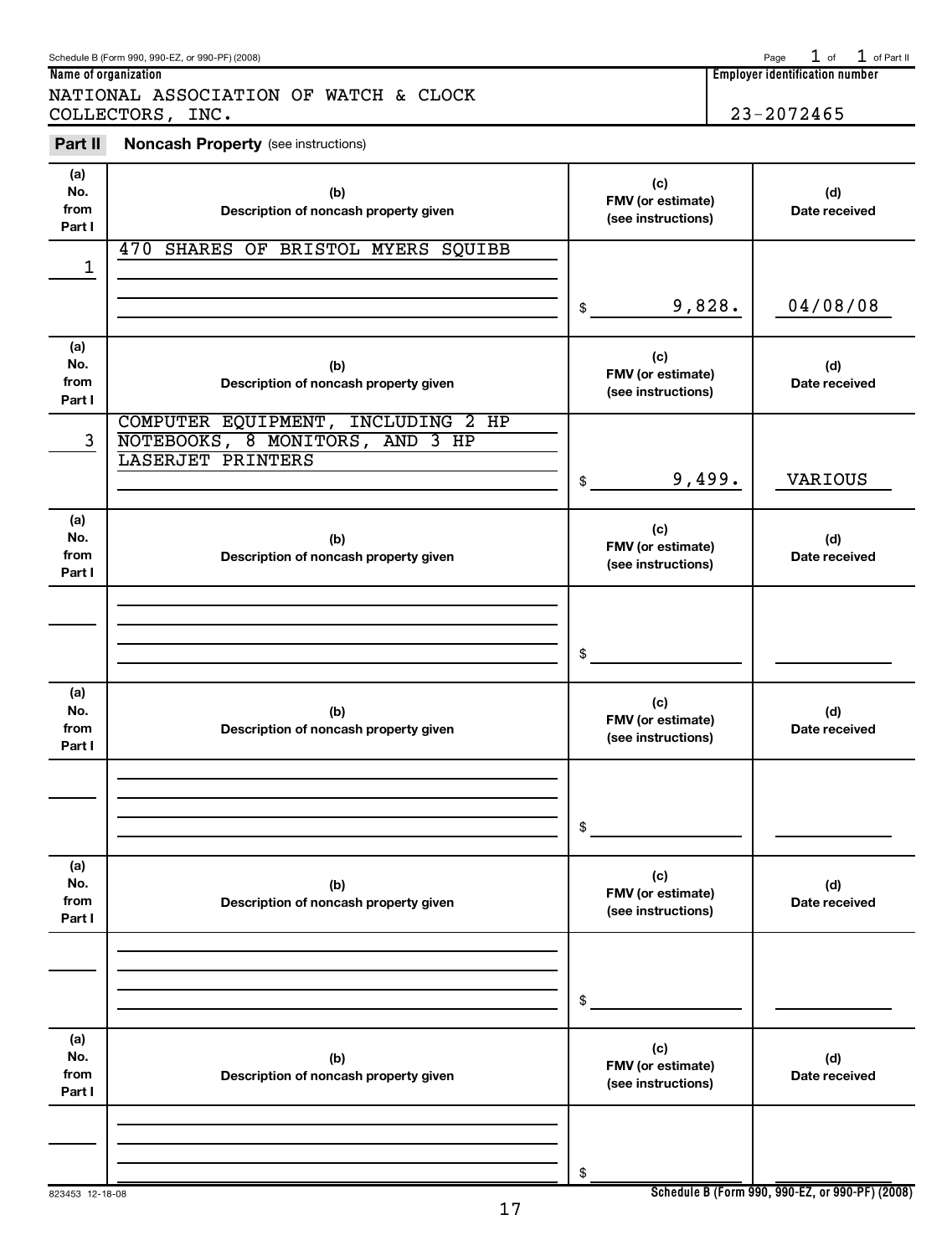Schedule B (Form 990, 990-EZ, or 990-PF) (2008)

Page 1 of 1 of Part II

**Name of organization**

NATIONAL ASSOCIATION OF WATCH & CLOCK COLLECTORS, INC.

**Employer identification number**

23-2072465

**Part II** **Noncash Property** (see instructions)

| (a) No. from Part I | (b) Description of noncash property given | (c) FMV (or estimate) (see instructions) | (d) Date received |
|---|---|---|---|
| 1 | 470 SHARES OF BRISTOL MYERS SQUIBB | $ 9,828. | 04/08/08 |
| 3 | COMPUTER EQUIPMENT, INCLUDING 2 HP NOTEBOOKS, 8 MONITORS, AND 3 HP LASERJET PRINTERS | $ 9,499. | VARIOUS |
| | | $ | |
| | | $ | |
| | | $ | |
| | | $ | |

823453 12-18-08

Schedule B (Form 990, 990-EZ, or 990-PF) (2008)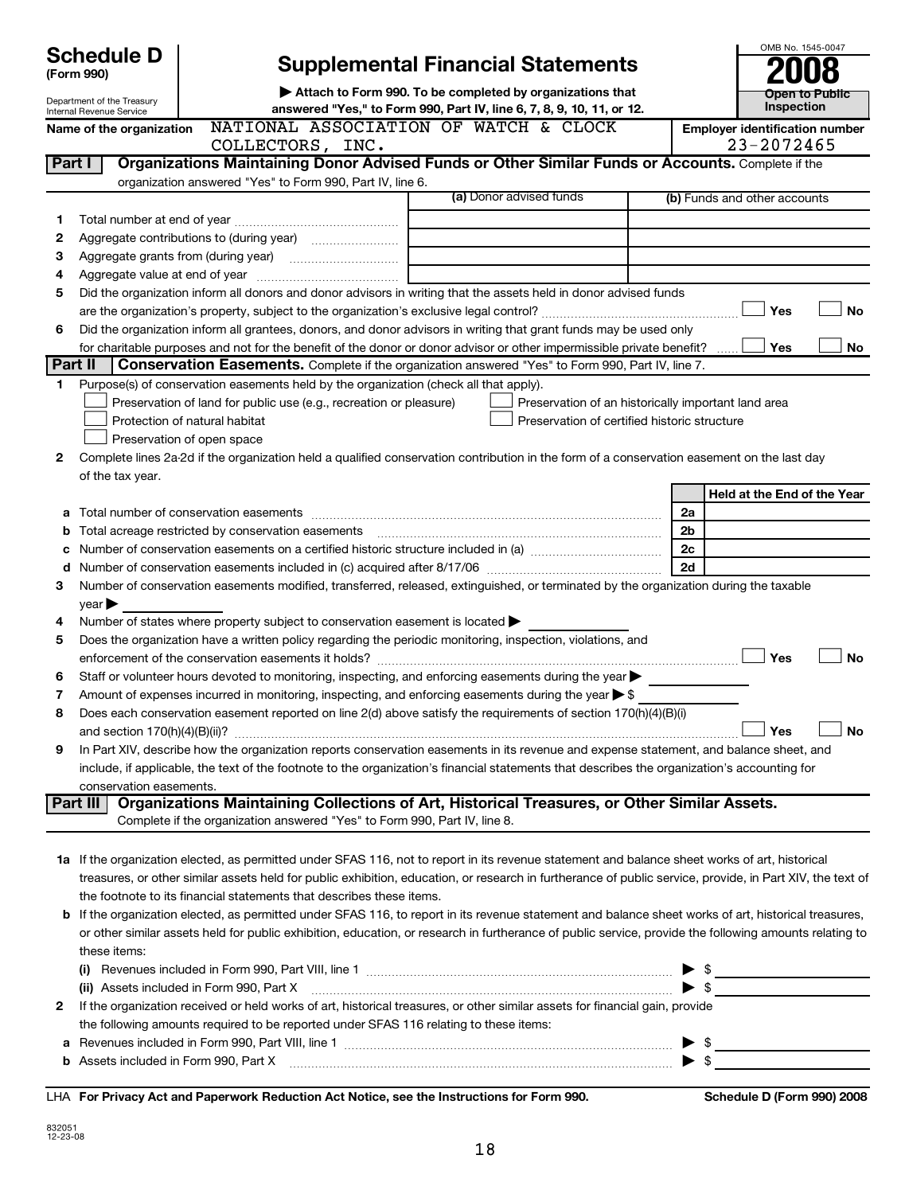**Schedule D (Form 990)**

Department of the Treasury
Internal Revenue Service

# Supplemental Financial Statements

▶ Attach to Form 990. To be completed by organizations that answered "Yes," to Form 990, Part IV, line 6, 7, 8, 9, 10, 11, or 12.

OMB No. 1545-0047

**2008**

**Open to Public Inspection**

Name of the organization: NATIONAL ASSOCIATION OF WATCH & CLOCK COLLECTORS, INC.

Employer identification number: 23-2072465

## Part I Organizations Maintaining Donor Advised Funds or Other Similar Funds or Accounts.

Complete if the organization answered "Yes" to Form 990, Part IV, line 6.

| | | (a) Donor advised funds | (b) Funds and other accounts |
|---|---|---|---|
| 1 | Total number at end of year | | |
| 2 | Aggregate contributions to (during year) | | |
| 3 | Aggregate grants from (during year) | | |
| 4 | Aggregate value at end of year | | |

5 Did the organization inform all donors and donor advisors in writing that the assets held in donor advised funds are the organization's property, subject to the organization's exclusive legal control? ☐ Yes ☐ No

6 Did the organization inform all grantees, donors, and donor advisors in writing that grant funds may be used only for charitable purposes and not for the benefit of the donor or donor advisor or other impermissible private benefit? ☐ Yes ☐ No

## Part II Conservation Easements.

Complete if the organization answered "Yes" to Form 990, Part IV, line 7.

1 Purpose(s) of conservation easements held by the organization (check all that apply).

- ☐ Preservation of land for public use (e.g., recreation or pleasure)
- ☐ Preservation of an historically important land area
- ☐ Protection of natural habitat
- ☐ Preservation of certified historic structure
- ☐ Preservation of open space

2 Complete lines 2a-2d if the organization held a qualified conservation contribution in the form of a conservation easement on the last day of the tax year.

| | | | Held at the End of the Year |
|---|---|---|---|
| a | Total number of conservation easements | 2a | |
| b | Total acreage restricted by conservation easements | 2b | |
| c | Number of conservation easements on a certified historic structure included in (a) | 2c | |
| d | Number of conservation easements included in (c) acquired after 8/17/06 | 2d | |

3 Number of conservation easements modified, transferred, released, extinguished, or terminated by the organization during the taxable year ▶

4 Number of states where property subject to conservation easement is located ▶

5 Does the organization have a written policy regarding the periodic monitoring, inspection, violations, and enforcement of the conservation easements it holds? ☐ Yes ☐ No

6 Staff or volunteer hours devoted to monitoring, inspecting, and enforcing easements during the year ▶

7 Amount of expenses incurred in monitoring, inspecting, and enforcing easements during the year ▶ $

8 Does each conservation easement reported on line 2(d) above satisfy the requirements of section 170(h)(4)(B)(i) and section 170(h)(4)(B)(ii)? ☐ Yes ☐ No

9 In Part XIV, describe how the organization reports conservation easements in its revenue and expense statement, and balance sheet, and include, if applicable, the text of the footnote to the organization's financial statements that describes the organization's accounting for conservation easements.

## Part III Organizations Maintaining Collections of Art, Historical Treasures, or Other Similar Assets.

Complete if the organization answered "Yes" to Form 990, Part IV, line 8.

1a If the organization elected, as permitted under SFAS 116, not to report in its revenue statement and balance sheet works of art, historical treasures, or other similar assets held for public exhibition, education, or research in furtherance of public service, provide, in Part XIV, the text of the footnote to its financial statements that describes these items.

b If the organization elected, as permitted under SFAS 116, to report in its revenue statement and balance sheet works of art, historical treasures, or other similar assets held for public exhibition, education, or research in furtherance of public service, provide the following amounts relating to these items:

(i) Revenues included in Form 990, Part VIII, line 1 ▶ $

(ii) Assets included in Form 990, Part X ▶ $

2 If the organization received or held works of art, historical treasures, or other similar assets for financial gain, provide the following amounts required to be reported under SFAS 116 relating to these items:

a Revenues included in Form 990, Part VIII, line 1 ▶ $

b Assets included in Form 990, Part X ▶ $

LHA **For Privacy Act and Paperwork Reduction Act Notice, see the Instructions for Form 990.** **Schedule D (Form 990) 2008**

832051
12-23-08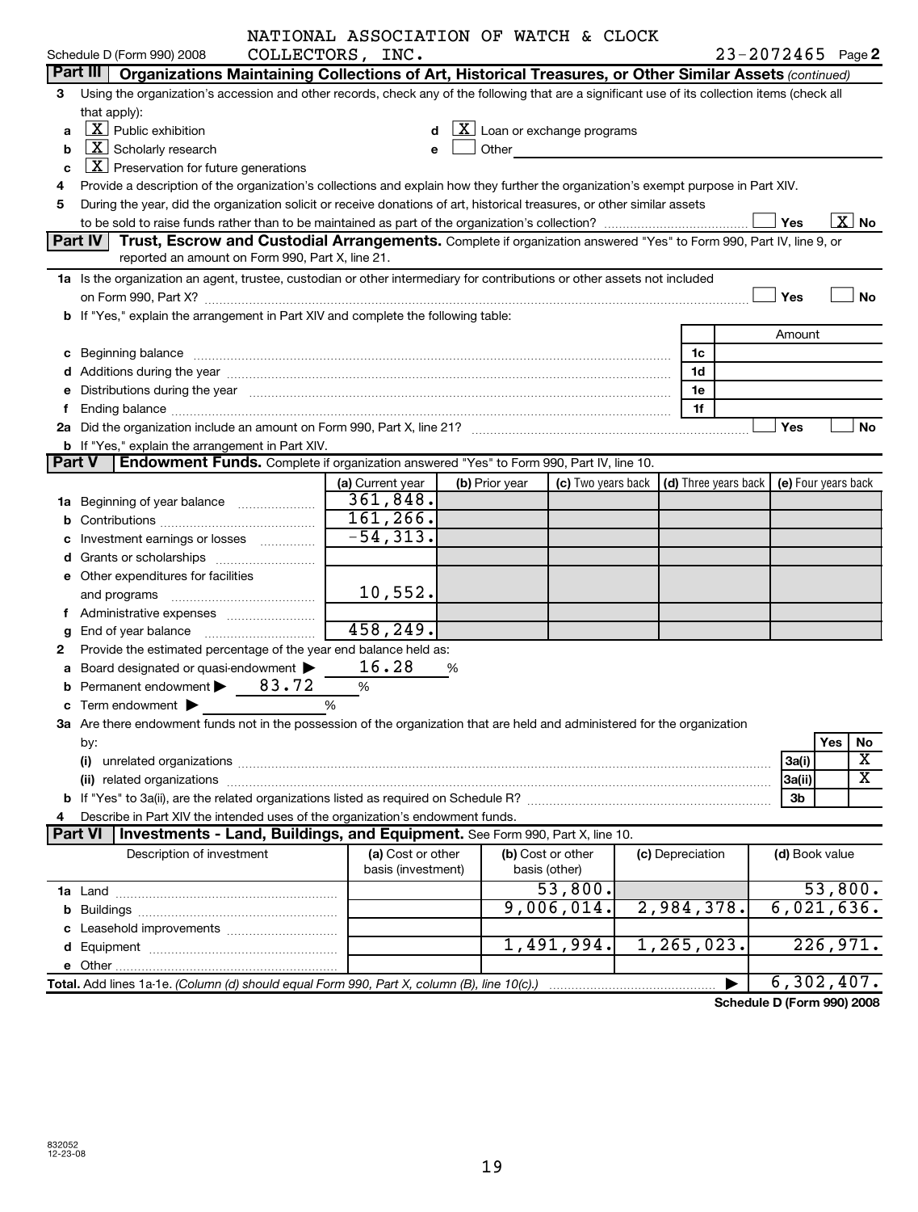NATIONAL ASSOCIATION OF WATCH & CLOCK COLLECTORS, INC.

Schedule D (Form 990) 2008 — 23-2072465 Page 2

**Part III — Organizations Maintaining Collections of Art, Historical Treasures, or Other Similar Assets** *(continued)*

3 Using the organization's accession and other records, check any of the following that are a significant use of its collection items (check all that apply):

- a [X] Public exhibition
- b [X] Scholarly research
- c [X] Preservation for future generations
- d [X] Loan or exchange programs
- e [ ] Other

4 Provide a description of the organization's collections and explain how they further the organization's exempt purpose in Part XIV.

5 During the year, did the organization solicit or receive donations of art, historical treasures, or other similar assets to be sold to raise funds rather than to be maintained as part of the organization's collection? [ ] Yes [X] No

**Part IV — Trust, Escrow and Custodial Arrangements.** Complete if organization answered "Yes" to Form 990, Part IV, line 9, or reported an amount on Form 990, Part X, line 21.

1a Is the organization an agent, trustee, custodian or other intermediary for contributions or other assets not included on Form 990, Part X? [ ] Yes [ ] No

b If "Yes," explain the arrangement in Part XIV and complete the following table:

| | | Amount |
|---|---|---|
| c Beginning balance | 1c | |
| d Additions during the year | 1d | |
| e Distributions during the year | 1e | |
| f Ending balance | 1f | |

2a Did the organization include an amount on Form 990, Part X, line 21? [ ] Yes [ ] No

b If "Yes," explain the arrangement in Part XIV.

**Part V — Endowment Funds.** Complete if organization answered "Yes" to Form 990, Part IV, line 10.

| | (a) Current year | (b) Prior year | (c) Two years back | (d) Three years back | (e) Four years back |
|---|---|---|---|---|---|
| 1a Beginning of year balance | 361,848. | | | | |
| b Contributions | 161,266. | | | | |
| c Investment earnings or losses | -54,313. | | | | |
| d Grants or scholarships | | | | | |
| e Other expenditures for facilities and programs | 10,552. | | | | |
| f Administrative expenses | | | | | |
| g End of year balance | 458,249. | | | | |

2 Provide the estimated percentage of the year end balance held as:

- a Board designated or quasi-endowment ▶ 16.28 %
- b Permanent endowment ▶ 83.72 %
- c Term endowment ▶ %

3a Are there endowment funds not in the possession of the organization that are held and administered for the organization by:

| | | Yes | No |
|---|---|---|---|
| (i) unrelated organizations | 3a(i) | | X |
| (ii) related organizations | 3a(ii) | | X |
| b If "Yes" to 3a(ii), are the related organizations listed as required on Schedule R? | 3b | | |

4 Describe in Part XIV the intended uses of the organization's endowment funds.

**Part VI — Investments - Land, Buildings, and Equipment.** See Form 990, Part X, line 10.

| Description of investment | (a) Cost or other basis (investment) | (b) Cost or other basis (other) | (c) Depreciation | (d) Book value |
|---|---|---|---|---|
| 1a Land | | 53,800. | | 53,800. |
| b Buildings | | 9,006,014. | 2,984,378. | 6,021,636. |
| c Leasehold improvements | | | | |
| d Equipment | | 1,491,994. | 1,265,023. | 226,971. |
| e Other | | | | |
| **Total.** Add lines 1a-1e. *(Column (d) should equal Form 990, Part X, column (B), line 10(c).)* | | | | 6,302,407. |

**Schedule D (Form 990) 2008**

832052 12-23-08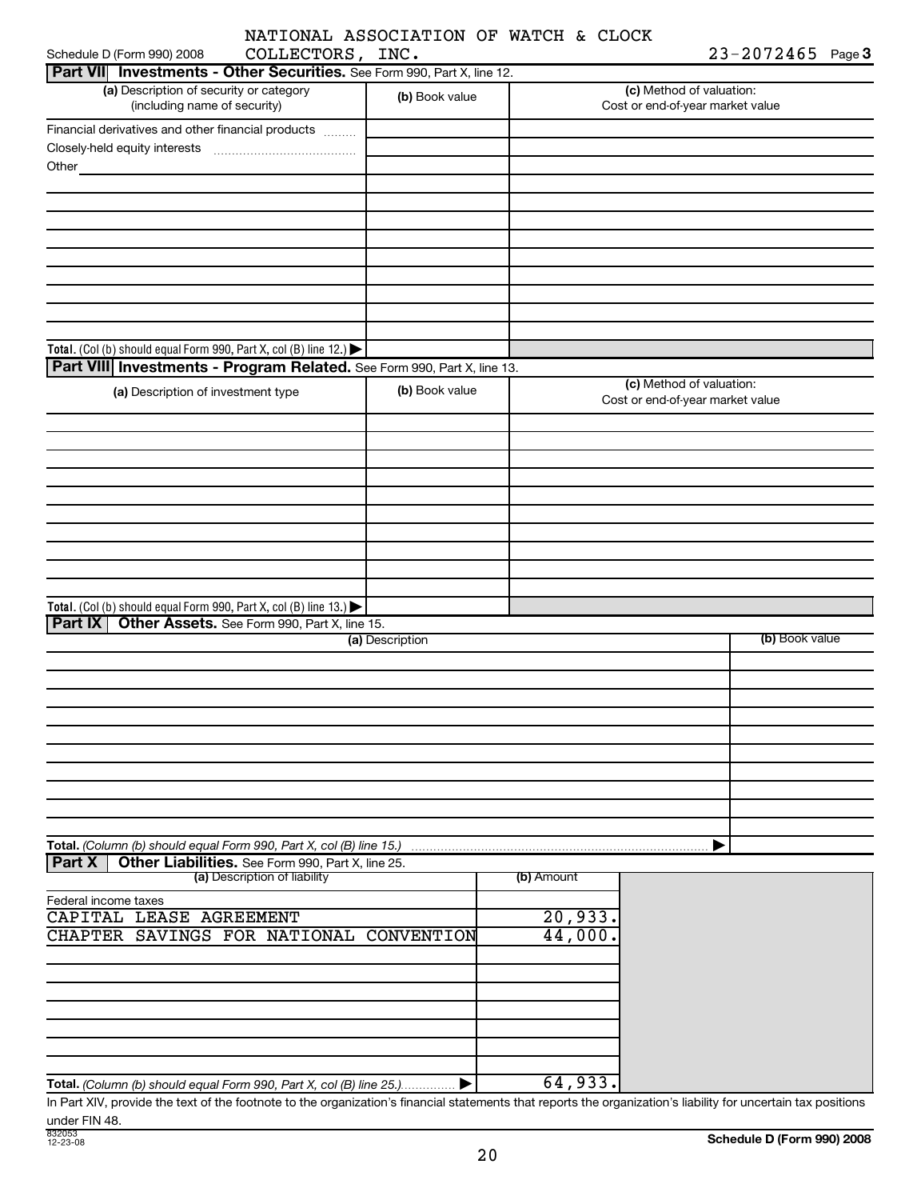NATIONAL ASSOCIATION OF WATCH & CLOCK COLLECTORS, INC. 23-2072465

Schedule D (Form 990) 2008

## Part VII Investments - Other Securities. See Form 990, Part X, line 12.

| (a) Description of security or category (including name of security) | (b) Book value | (c) Method of valuation: Cost or end-of-year market value |
|---|---|---|
| Financial derivatives and other financial products | | |
| Closely-held equity interests | | |
| Other | | |
| | | |
| | | |
| | | |
| | | |
| | | |
| | | |
| | | |
| | | |
| | | |
| **Total.** (Col (b) should equal Form 990, Part X, col (B) line 12.) ▶ | | |

## Part VIII Investments - Program Related. See Form 990, Part X, line 13.

| (a) Description of investment type | (b) Book value | (c) Method of valuation: Cost or end-of-year market value |
|---|---|---|
| | | |
| | | |
| | | |
| | | |
| | | |
| | | |
| | | |
| | | |
| | | |
| | | |
| **Total.** (Col (b) should equal Form 990, Part X, col (B) line 13.) ▶ | | |

## Part IX Other Assets. See Form 990, Part X, line 15.

| (a) Description | (b) Book value |
|---|---|
| | |
| | |
| | |
| | |
| | |
| | |
| | |
| | |
| | |
| | |
| **Total.** *(Column (b) should equal Form 990, Part X, col (B) line 15.)* ▶ | |

## Part X Other Liabilities. See Form 990, Part X, line 25.

| (a) Description of liability | (b) Amount |
|---|---|
| Federal income taxes | |
| CAPITAL LEASE AGREEMENT | 20,933. |
| CHAPTER SAVINGS FOR NATIONAL CONVENTION | 44,000. |
| | |
| | |
| | |
| | |
| | |
| | |
| | |
| **Total.** *(Column (b) should equal Form 990, Part X, col (B) line 25.)* ▶ | 64,933. |

In Part XIV, provide the text of the footnote to the organization's financial statements that reports the organization's liability for uncertain tax positions under FIN 48.

832053 12-23-08

**Schedule D (Form 990) 2008**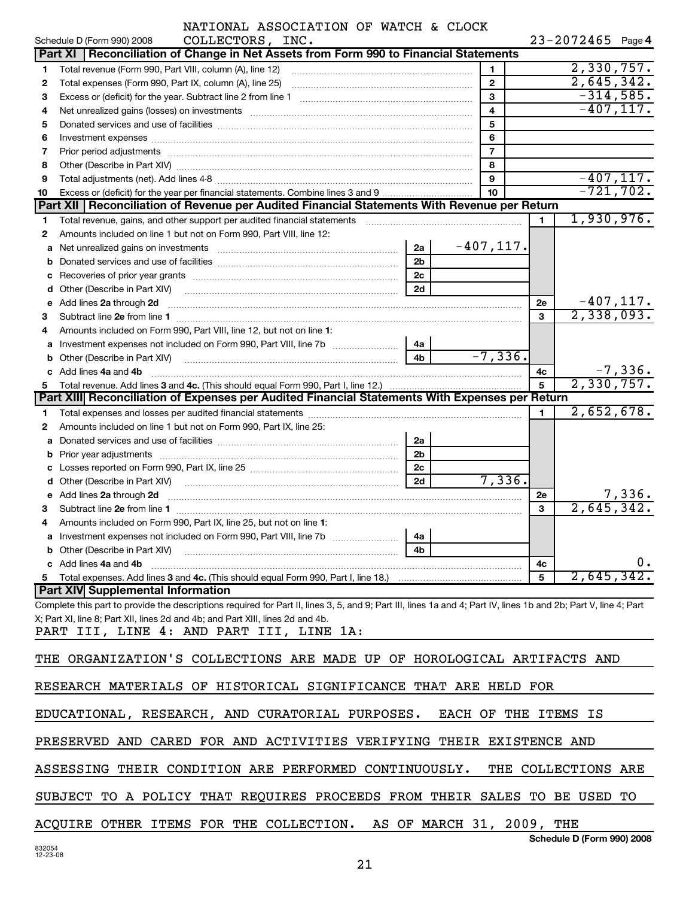NATIONAL ASSOCIATION OF WATCH & CLOCK COLLECTORS, INC. 23-2072465

Schedule D (Form 990) 2008 Page 4

## Part XI Reconciliation of Change in Net Assets from Form 990 to Financial Statements

| | | | |
|---|---|---|---|
| 1 | Total revenue (Form 990, Part VIII, column (A), line 12) | 1 | 2,330,757. |
| 2 | Total expenses (Form 990, Part IX, column (A), line 25) | 2 | 2,645,342. |
| 3 | Excess or (deficit) for the year. Subtract line 2 from line 1 | 3 | -314,585. |
| 4 | Net unrealized gains (losses) on investments | 4 | -407,117. |
| 5 | Donated services and use of facilities | 5 | |
| 6 | Investment expenses | 6 | |
| 7 | Prior period adjustments | 7 | |
| 8 | Other (Describe in Part XIV) | 8 | |
| 9 | Total adjustments (net). Add lines 4-8 | 9 | -407,117. |
| 10 | Excess or (deficit) for the year per financial statements. Combine lines 3 and 9 | 10 | -721,702. |

## Part XII Reconciliation of Revenue per Audited Financial Statements With Revenue per Return

| | | | | | |
|---|---|---|---|---|---|
| 1 | Total revenue, gains, and other support per audited financial statements | | | 1 | 1,930,976. |
| 2 | Amounts included on line 1 but not on Form 990, Part VIII, line 12: | | | | |
| a | Net unrealized gains on investments | 2a | -407,117. | | |
| b | Donated services and use of facilities | 2b | | | |
| c | Recoveries of prior year grants | 2c | | | |
| d | Other (Describe in Part XIV) | 2d | | | |
| e | Add lines 2a through 2d | | | 2e | -407,117. |
| 3 | Subtract line 2e from line 1 | | | 3 | 2,338,093. |
| 4 | Amounts included on Form 990, Part VIII, line 12, but not on line 1: | | | | |
| a | Investment expenses not included on Form 990, Part VIII, line 7b | 4a | | | |
| b | Other (Describe in Part XIV) | 4b | -7,336. | | |
| c | Add lines 4a and 4b | | | 4c | -7,336. |
| 5 | Total revenue. Add lines 3 and 4c. (This should equal Form 990, Part I, line 12.) | | | 5 | 2,330,757. |

## Part XIII Reconciliation of Expenses per Audited Financial Statements With Expenses per Return

| | | | | | |
|---|---|---|---|---|---|
| 1 | Total expenses and losses per audited financial statements | | | 1 | 2,652,678. |
| 2 | Amounts included on line 1 but not on Form 990, Part IX, line 25: | | | | |
| a | Donated services and use of facilities | 2a | | | |
| b | Prior year adjustments | 2b | | | |
| c | Losses reported on Form 990, Part IX, line 25 | 2c | | | |
| d | Other (Describe in Part XIV) | 2d | 7,336. | | |
| e | Add lines 2a through 2d | | | 2e | 7,336. |
| 3 | Subtract line 2e from line 1 | | | 3 | 2,645,342. |
| 4 | Amounts included on Form 990, Part IX, line 25, but not on line 1: | | | | |
| a | Investment expenses not included on Form 990, Part VIII, line 7b | 4a | | | |
| b | Other (Describe in Part XIV) | 4b | | | |
| c | Add lines 4a and 4b | | | 4c | 0. |
| 5 | Total expenses. Add lines 3 and 4c. (This should equal Form 990, Part I, line 18.) | | | 5 | 2,645,342. |

## Part XIV Supplemental Information

Complete this part to provide the descriptions required for Part II, lines 3, 5, and 9; Part III, lines 1a and 4; Part IV, lines 1b and 2b; Part V, line 4; Part X; Part XI, line 8; Part XII, lines 2d and 4b; and Part XIII, lines 2d and 4b.

PART III, LINE 4: AND PART III, LINE 1A:

THE ORGANIZATION'S COLLECTIONS ARE MADE UP OF HOROLOGICAL ARTIFACTS AND RESEARCH MATERIALS OF HISTORICAL SIGNIFICANCE THAT ARE HELD FOR EDUCATIONAL, RESEARCH, AND CURATORIAL PURPOSES. EACH OF THE ITEMS IS PRESERVED AND CARED FOR AND ACTIVITIES VERIFYING THEIR EXISTENCE AND ASSESSING THEIR CONDITION ARE PERFORMED CONTINUOUSLY. THE COLLECTIONS ARE SUBJECT TO A POLICY THAT REQUIRES PROCEEDS FROM THEIR SALES TO BE USED TO ACQUIRE OTHER ITEMS FOR THE COLLECTION. AS OF MARCH 31, 2009, THE

Schedule D (Form 990) 2008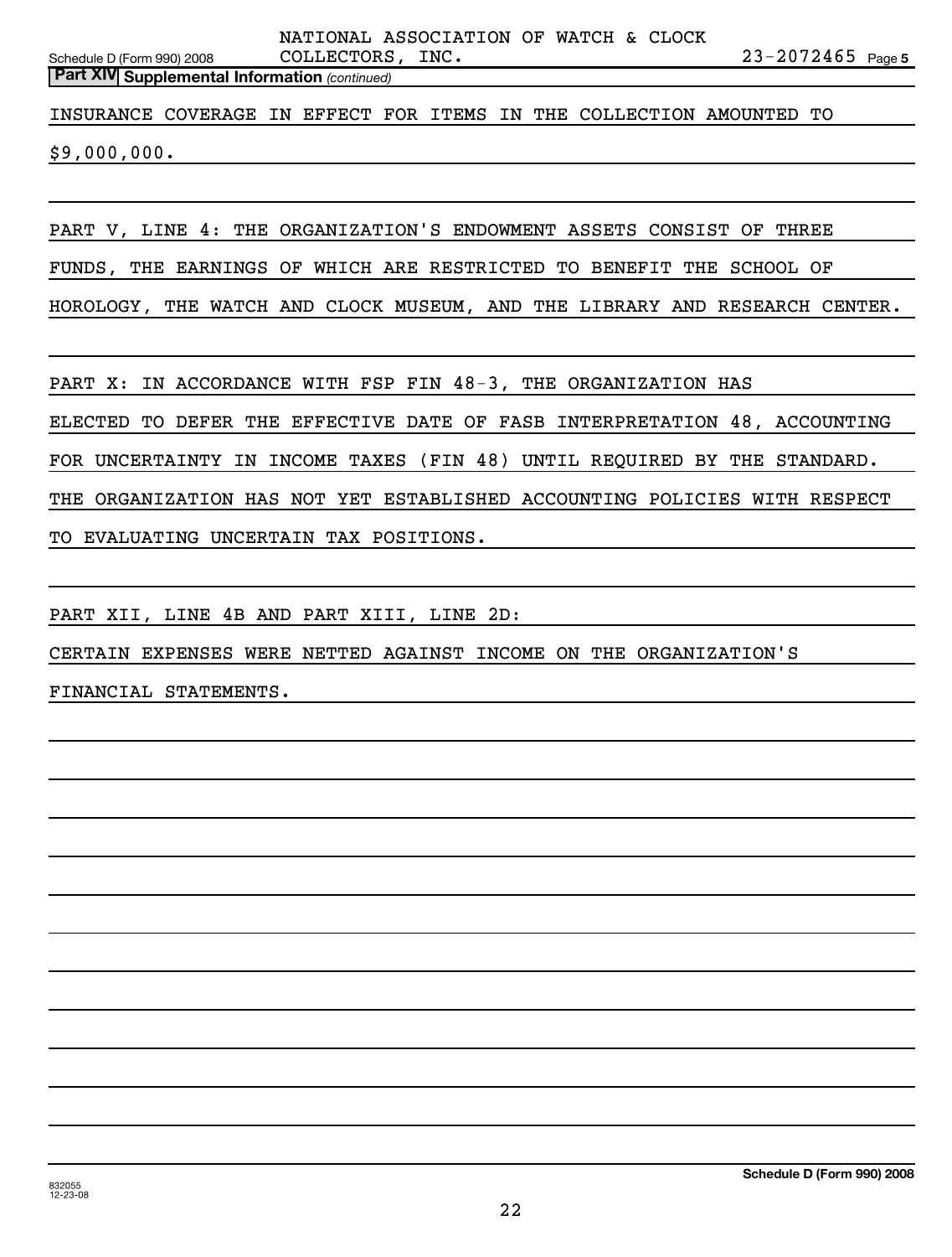NATIONAL ASSOCIATION OF WATCH & CLOCK COLLECTORS, INC. 23-2072465

Schedule D (Form 990) 2008 Page 5

**Part XIV Supplemental Information** *(continued)*

INSURANCE COVERAGE IN EFFECT FOR ITEMS IN THE COLLECTION AMOUNTED TO $9,000,000.

PART V, LINE 4: THE ORGANIZATION'S ENDOWMENT ASSETS CONSIST OF THREE FUNDS, THE EARNINGS OF WHICH ARE RESTRICTED TO BENEFIT THE SCHOOL OF HOROLOGY, THE WATCH AND CLOCK MUSEUM, AND THE LIBRARY AND RESEARCH CENTER.

PART X: IN ACCORDANCE WITH FSP FIN 48-3, THE ORGANIZATION HAS ELECTED TO DEFER THE EFFECTIVE DATE OF FASB INTERPRETATION 48, ACCOUNTING FOR UNCERTAINTY IN INCOME TAXES (FIN 48) UNTIL REQUIRED BY THE STANDARD. THE ORGANIZATION HAS NOT YET ESTABLISHED ACCOUNTING POLICIES WITH RESPECT TO EVALUATING UNCERTAIN TAX POSITIONS.

PART XII, LINE 4B AND PART XIII, LINE 2D:
CERTAIN EXPENSES WERE NETTED AGAINST INCOME ON THE ORGANIZATION'S FINANCIAL STATEMENTS.

832055
12-23-08

**Schedule D (Form 990) 2008**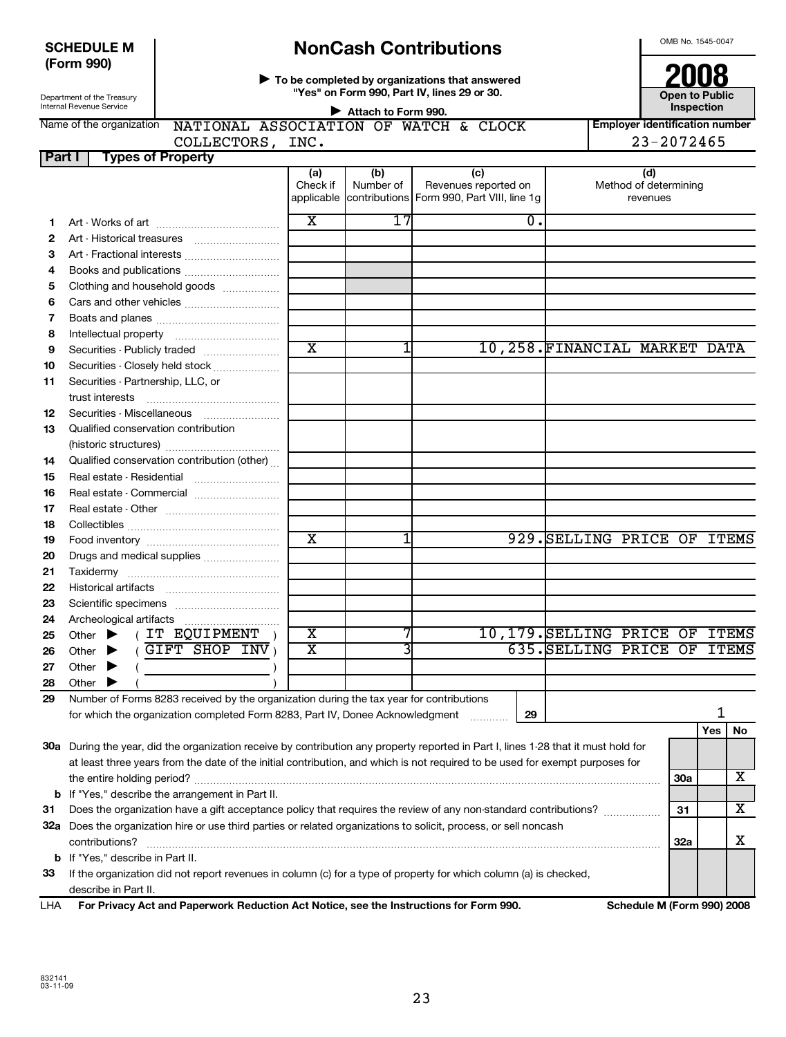**SCHEDULE M (Form 990)**

Department of the Treasury
Internal Revenue Service

# NonCash Contributions

▶ To be completed by organizations that answered "Yes" on Form 990, Part IV, lines 29 or 30.

▶ Attach to Form 990.

OMB No. 1545-0047

**2008**

**Open to Public Inspection**

Name of the organization: NATIONAL ASSOCIATION OF WATCH & CLOCK COLLECTORS, INC.

Employer identification number: 23-2072465

**Part I — Types of Property**

| | | (a) Check if applicable | (b) Number of contributions | (c) Revenues reported on Form 990, Part VIII, line 1g | (d) Method of determining revenues |
|---|---|---|---|---|---|
| 1 | Art - Works of art | X | 17 | 0. | |
| 2 | Art - Historical treasures | | | | |
| 3 | Art - Fractional interests | | | | |
| 4 | Books and publications | | | | |
| 5 | Clothing and household goods | | | | |
| 6 | Cars and other vehicles | | | | |
| 7 | Boats and planes | | | | |
| 8 | Intellectual property | | | | |
| 9 | Securities - Publicly traded | X | 1 | 10,258. | FINANCIAL MARKET DATA |
| 10 | Securities - Closely held stock | | | | |
| 11 | Securities - Partnership, LLC, or trust interests | | | | |
| 12 | Securities - Miscellaneous | | | | |
| 13 | Qualified conservation contribution (historic structures) | | | | |
| 14 | Qualified conservation contribution (other) | | | | |
| 15 | Real estate - Residential | | | | |
| 16 | Real estate - Commercial | | | | |
| 17 | Real estate - Other | | | | |
| 18 | Collectibles | | | | |
| 19 | Food inventory | X | 1 | 929. | SELLING PRICE OF ITEMS |
| 20 | Drugs and medical supplies | | | | |
| 21 | Taxidermy | | | | |
| 22 | Historical artifacts | | | | |
| 23 | Scientific specimens | | | | |
| 24 | Archeological artifacts | | | | |
| 25 | Other ▶ ( IT EQUIPMENT ) | X | 7 | 10,179. | SELLING PRICE OF ITEMS |
| 26 | Other ▶ ( GIFT SHOP INV ) | X | 3 | 635. | SELLING PRICE OF ITEMS |
| 27 | Other ▶ ( ) | | | | |
| 28 | Other ▶ ( ) | | | | |

29 Number of Forms 8283 received by the organization during the tax year for contributions for which the organization completed Form 8283, Part IV, Donee Acknowledgment ..... 29 | 1

| | | | Yes | No |
|---|---|---|---|---|
| 30a | During the year, did the organization receive by contribution any property reported in Part I, lines 1-28 that it must hold for at least three years from the date of the initial contribution, and which is not required to be used for exempt purposes for the entire holding period? | 30a | | X |
| b | If "Yes," describe the arrangement in Part II. | | | |
| 31 | Does the organization have a gift acceptance policy that requires the review of any non-standard contributions? | 31 | | X |
| 32a | Does the organization hire or use third parties or related organizations to solicit, process, or sell noncash contributions? | 32a | | X |
| b | If "Yes," describe in Part II. | | | |
| 33 | If the organization did not report revenues in column (c) for a type of property for which column (a) is checked, describe in Part II. | | | |

LHA For Privacy Act and Paperwork Reduction Act Notice, see the Instructions for Form 990. Schedule M (Form 990) 2008

832141
03-11-09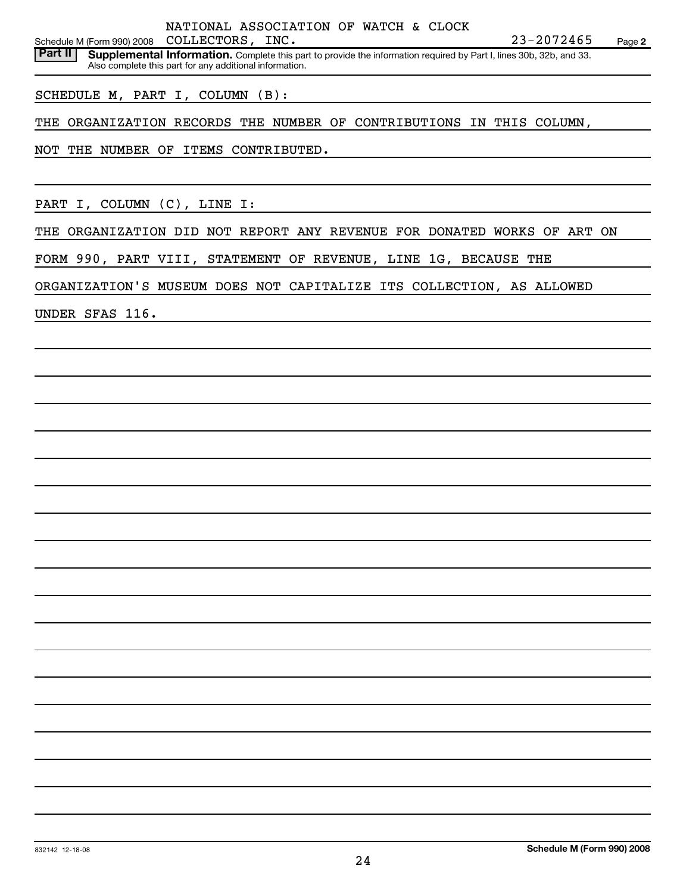NATIONAL ASSOCIATION OF WATCH & CLOCK COLLECTORS, INC. 23-2072465

Schedule M (Form 990) 2008 Page 2

**Part II** **Supplemental Information.** Complete this part to provide the information required by Part I, lines 30b, 32b, and 33. Also complete this part for any additional information.

SCHEDULE M, PART I, COLUMN (B):

THE ORGANIZATION RECORDS THE NUMBER OF CONTRIBUTIONS IN THIS COLUMN, NOT THE NUMBER OF ITEMS CONTRIBUTED.

PART I, COLUMN (C), LINE I:

THE ORGANIZATION DID NOT REPORT ANY REVENUE FOR DONATED WORKS OF ART ON FORM 990, PART VIII, STATEMENT OF REVENUE, LINE 1G, BECAUSE THE ORGANIZATION'S MUSEUM DOES NOT CAPITALIZE ITS COLLECTION, AS ALLOWED UNDER SFAS 116.

832142 12-18-08 **Schedule M (Form 990) 2008**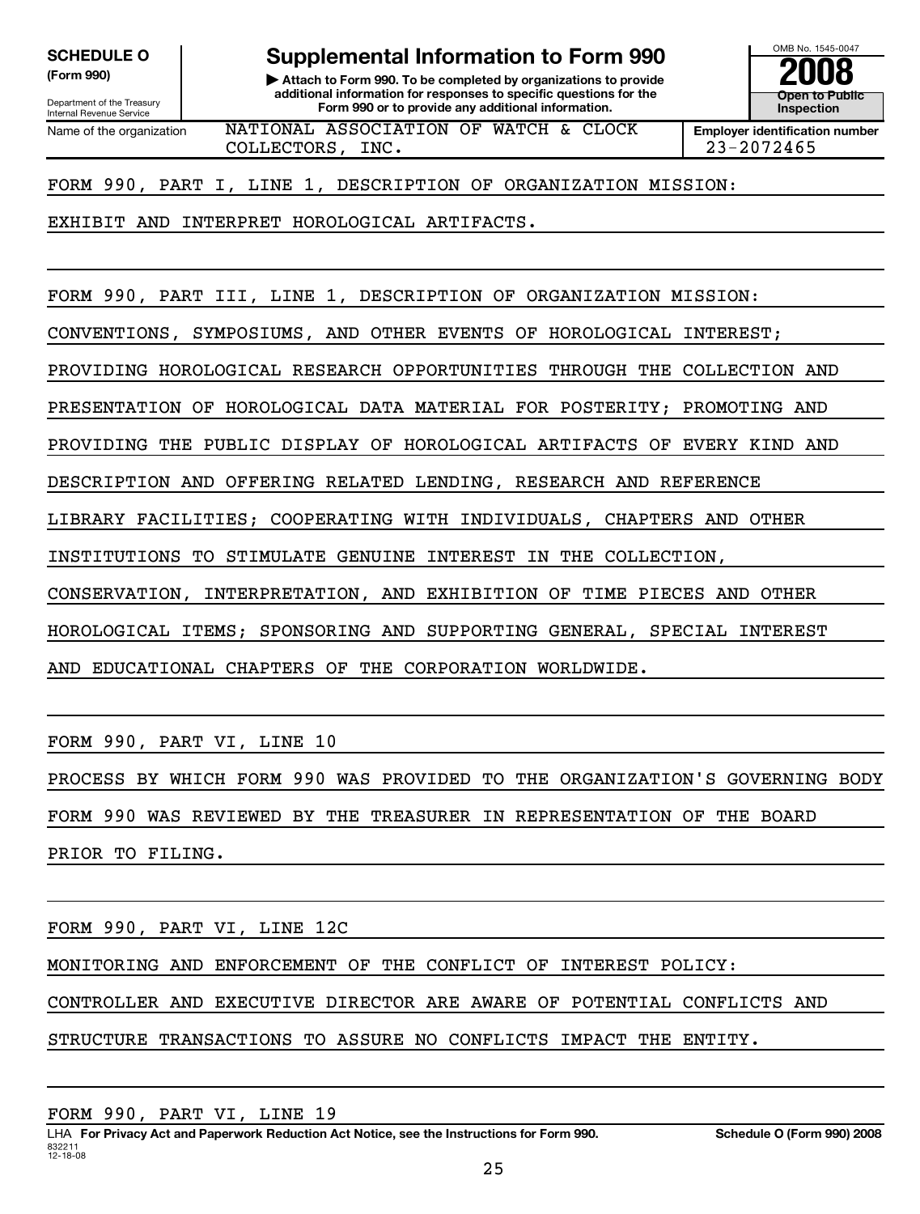**SCHEDULE O**
**(Form 990)**

Department of the Treasury
Internal Revenue Service

# Supplemental Information to Form 990

▶ **Attach to Form 990. To be completed by organizations to provide additional information for responses to specific questions for the Form 990 or to provide any additional information.**

OMB No. 1545-0047

**2008**

**Open to Public Inspection**

| Name of the organization | Employer identification number |
|---|---|
| NATIONAL ASSOCIATION OF WATCH & CLOCK COLLECTORS, INC. | 23-2072465 |

FORM 990, PART I, LINE 1, DESCRIPTION OF ORGANIZATION MISSION:

EXHIBIT AND INTERPRET HOROLOGICAL ARTIFACTS.

FORM 990, PART III, LINE 1, DESCRIPTION OF ORGANIZATION MISSION:

CONVENTIONS, SYMPOSIUMS, AND OTHER EVENTS OF HOROLOGICAL INTEREST; PROVIDING HOROLOGICAL RESEARCH OPPORTUNITIES THROUGH THE COLLECTION AND PRESENTATION OF HOROLOGICAL DATA MATERIAL FOR POSTERITY; PROMOTING AND PROVIDING THE PUBLIC DISPLAY OF HOROLOGICAL ARTIFACTS OF EVERY KIND AND DESCRIPTION AND OFFERING RELATED LENDING, RESEARCH AND REFERENCE LIBRARY FACILITIES; COOPERATING WITH INDIVIDUALS, CHAPTERS AND OTHER INSTITUTIONS TO STIMULATE GENUINE INTEREST IN THE COLLECTION, CONSERVATION, INTERPRETATION, AND EXHIBITION OF TIME PIECES AND OTHER HOROLOGICAL ITEMS; SPONSORING AND SUPPORTING GENERAL, SPECIAL INTEREST AND EDUCATIONAL CHAPTERS OF THE CORPORATION WORLDWIDE.

FORM 990, PART VI, LINE 10

PROCESS BY WHICH FORM 990 WAS PROVIDED TO THE ORGANIZATION'S GOVERNING BODY

FORM 990 WAS REVIEWED BY THE TREASURER IN REPRESENTATION OF THE BOARD PRIOR TO FILING.

FORM 990, PART VI, LINE 12C

MONITORING AND ENFORCEMENT OF THE CONFLICT OF INTEREST POLICY:

CONTROLLER AND EXECUTIVE DIRECTOR ARE AWARE OF POTENTIAL CONFLICTS AND STRUCTURE TRANSACTIONS TO ASSURE NO CONFLICTS IMPACT THE ENTITY.

FORM 990, PART VI, LINE 19

LHA **For Privacy Act and Paperwork Reduction Act Notice, see the Instructions for Form 990.** **Schedule O (Form 990) 2008**

832211
12-18-08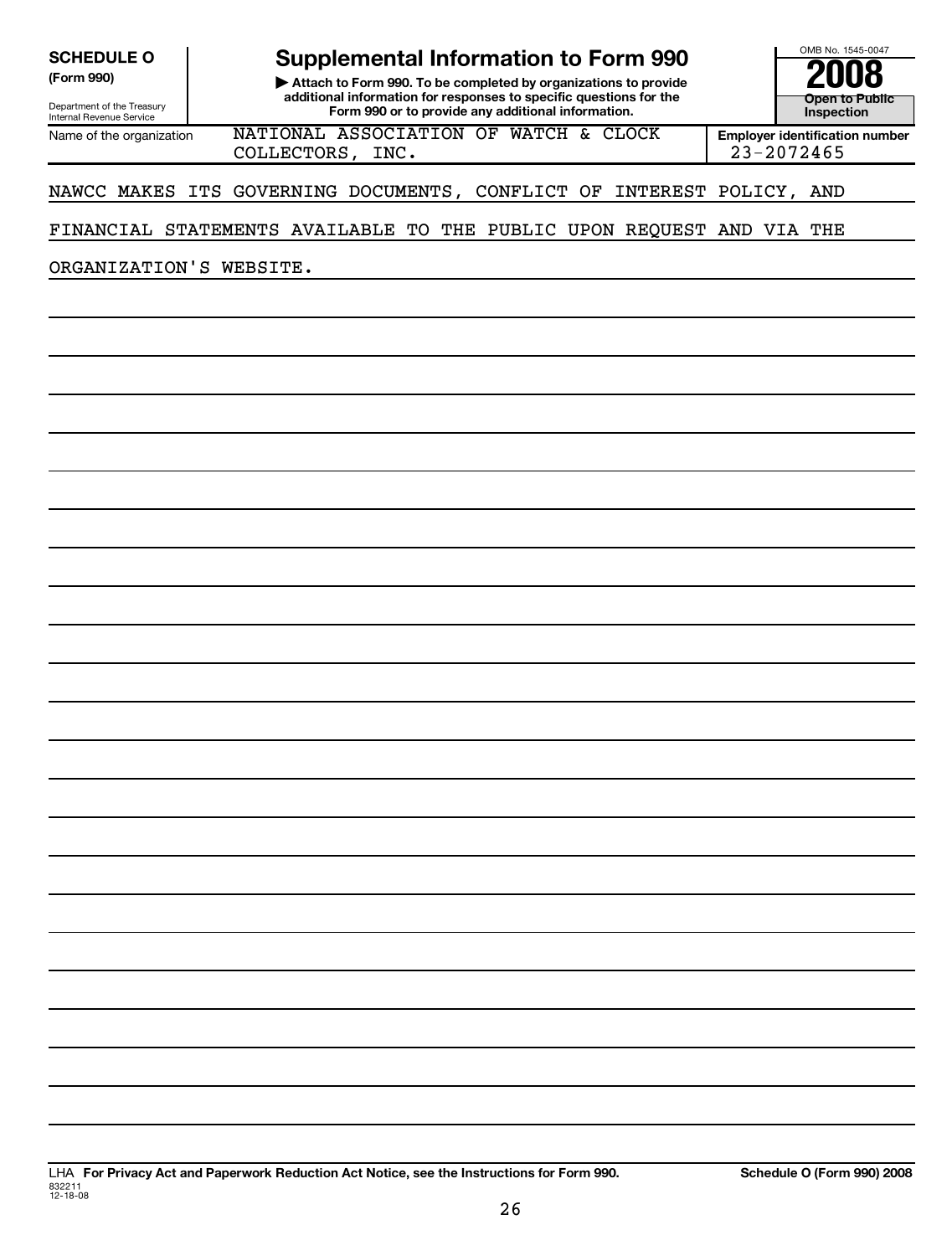**SCHEDULE O**
**(Form 990)**

Department of the Treasury
Internal Revenue Service

# Supplemental Information to Form 990

▶ **Attach to Form 990. To be completed by organizations to provide additional information for responses to specific questions for the Form 990 or to provide any additional information.**

OMB No. 1545-0047

**2008**

**Open to Public Inspection**

| Name of the organization | Employer identification number |
|---|---|
| NATIONAL ASSOCIATION OF WATCH & CLOCK COLLECTORS, INC. | 23-2072465 |

NAWCC MAKES ITS GOVERNING DOCUMENTS, CONFLICT OF INTEREST POLICY, AND FINANCIAL STATEMENTS AVAILABLE TO THE PUBLIC UPON REQUEST AND VIA THE ORGANIZATION'S WEBSITE.

LHA **For Privacy Act and Paperwork Reduction Act Notice, see the Instructions for Form 990.**

832211
12-18-08

**Schedule O (Form 990) 2008**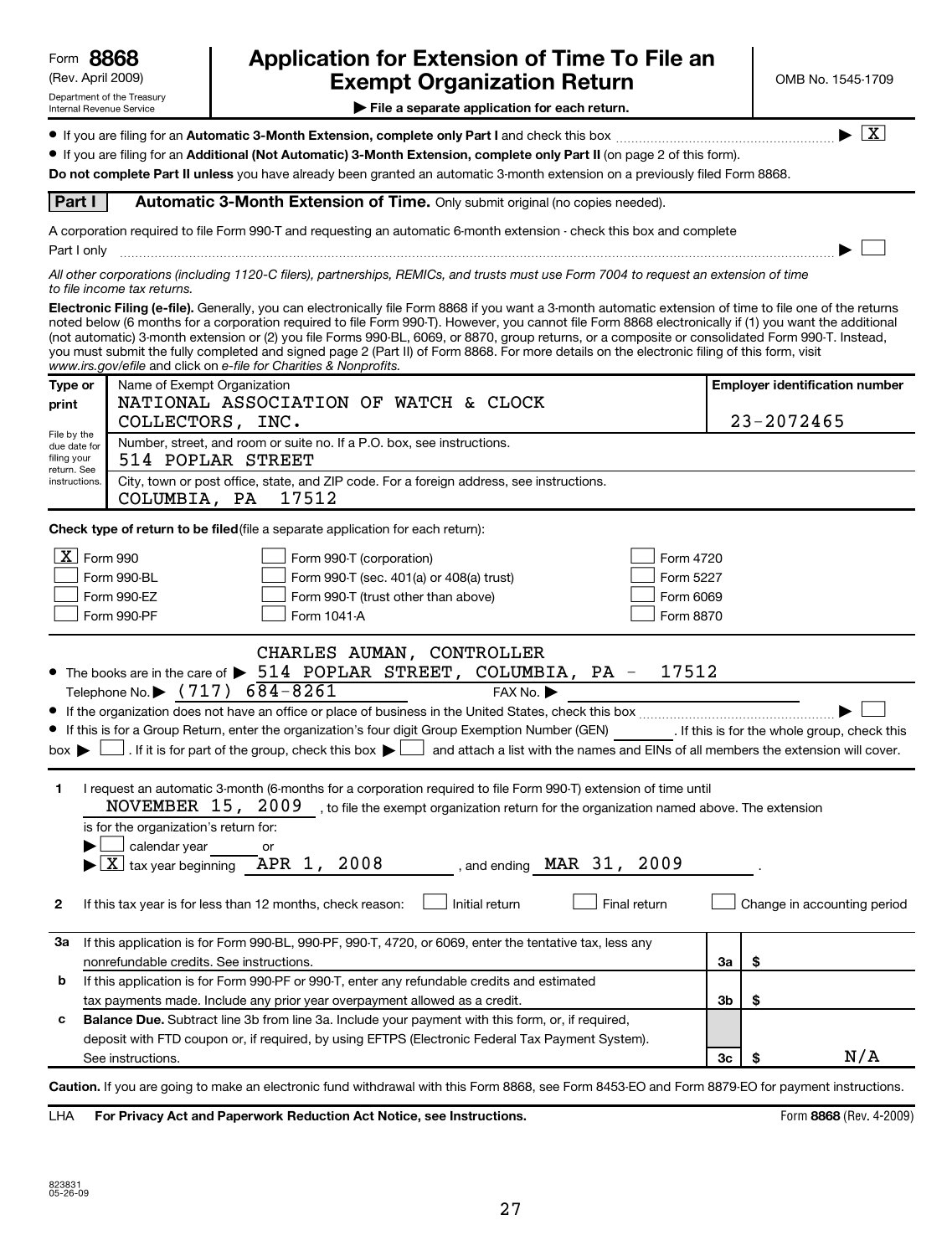Form **8868** (Rev. April 2009)
Department of the Treasury
Internal Revenue Service

# Application for Extension of Time To File an Exempt Organization Return

▶ File a separate application for each return.

OMB No. 1545-1709

- If you are filing for an **Automatic 3-Month Extension, complete only Part I** and check this box ▶ [X]
- If you are filing for an **Additional (Not Automatic) 3-Month Extension, complete only Part II** (on page 2 of this form).

**Do not complete Part II unless** you have already been granted an automatic 3-month extension on a previously filed Form 8868.

## Part I Automatic 3-Month Extension of Time. Only submit original (no copies needed).

A corporation required to file Form 990-T and requesting an automatic 6-month extension - check this box and complete Part I only ▶ [ ]

*All other corporations (including 1120-C filers), partnerships, REMICs, and trusts must use Form 7004 to request an extension of time to file income tax returns.*

**Electronic Filing (e-file).** Generally, you can electronically file Form 8868 if you want a 3-month automatic extension of time to file one of the returns noted below (6 months for a corporation required to file Form 990-T). However, you cannot file Form 8868 electronically if (1) you want the additional (not automatic) 3-month extension or (2) you file Forms 990-BL, 6069, or 8870, group returns, or a composite or consolidated Form 990-T. Instead, you must submit the fully completed and signed page 2 (Part II) of Form 8868. For more details on the electronic filing of this form, visit *www.irs.gov/efile* and click on *e-file for Charities & Nonprofits.*

| Type or print | | |
|---|---|---|
| | Name of Exempt Organization: NATIONAL ASSOCIATION OF WATCH & CLOCK COLLECTORS, INC. | Employer identification number: 23-2072465 |
| File by the due date for filing your return. See instructions. | Number, street, and room or suite no. If a P.O. box, see instructions.: 514 POPLAR STREET | |
| | City, town or post office, state, and ZIP code. For a foreign address, see instructions.: COLUMBIA, PA 17512 | |

**Check type of return to be filed** (file a separate application for each return):

| | | |
|---|---|---|
| [X] Form 990 | [ ] Form 990-T (corporation) | [ ] Form 4720 |
| [ ] Form 990-BL | [ ] Form 990-T (sec. 401(a) or 408(a) trust) | [ ] Form 5227 |
| [ ] Form 990-EZ | [ ] Form 990-T (trust other than above) | [ ] Form 6069 |
| [ ] Form 990-PF | [ ] Form 1041-A | [ ] Form 8870 |

- The books are in the care of ▶ CHARLES AUMAN, CONTROLLER 514 POPLAR STREET, COLUMBIA, PA - 17512
  Telephone No. ▶ (717) 684-8261 FAX No. ▶
- If the organization does not have an office or place of business in the United States, check this box ▶ [ ]
- If this is for a Group Return, enter the organization's four digit Group Exemption Number (GEN) ______. If this is for the whole group, check this box ▶ [ ]. If it is for part of the group, check this box ▶ [ ] and attach a list with the names and EINs of all members the extension will cover.

**1** I request an automatic 3-month (6-months for a corporation required to file Form 990-T) extension of time until NOVEMBER 15, 2009, to file the exempt organization return for the organization named above. The extension is for the organization's return for:
▶ [ ] calendar year ______ or
▶ [X] tax year beginning APR 1, 2008, and ending MAR 31, 2009.

**2** If this tax year is for less than 12 months, check reason: [ ] Initial return [ ] Final return [ ] Change in accounting period

| | | | |
|---|---|---|---|
| **3a** | If this application is for Form 990-BL, 990-PF, 990-T, 4720, or 6069, enter the tentative tax, less any nonrefundable credits. See instructions. | 3a | $ |
| **b** | If this application is for Form 990-PF or 990-T, enter any refundable credits and estimated tax payments made. Include any prior year overpayment allowed as a credit. | 3b | $ |
| **c** | **Balance Due.** Subtract line 3b from line 3a. Include your payment with this form, or, if required, deposit with FTD coupon or, if required, by using EFTPS (Electronic Federal Tax Payment System). See instructions. | 3c | $ N/A |

**Caution.** If you are going to make an electronic fund withdrawal with this Form 8868, see Form 8453-EO and Form 8879-EO for payment instructions.

LHA **For Privacy Act and Paperwork Reduction Act Notice, see Instructions.** Form **8868** (Rev. 4-2009)

823831
05-26-09